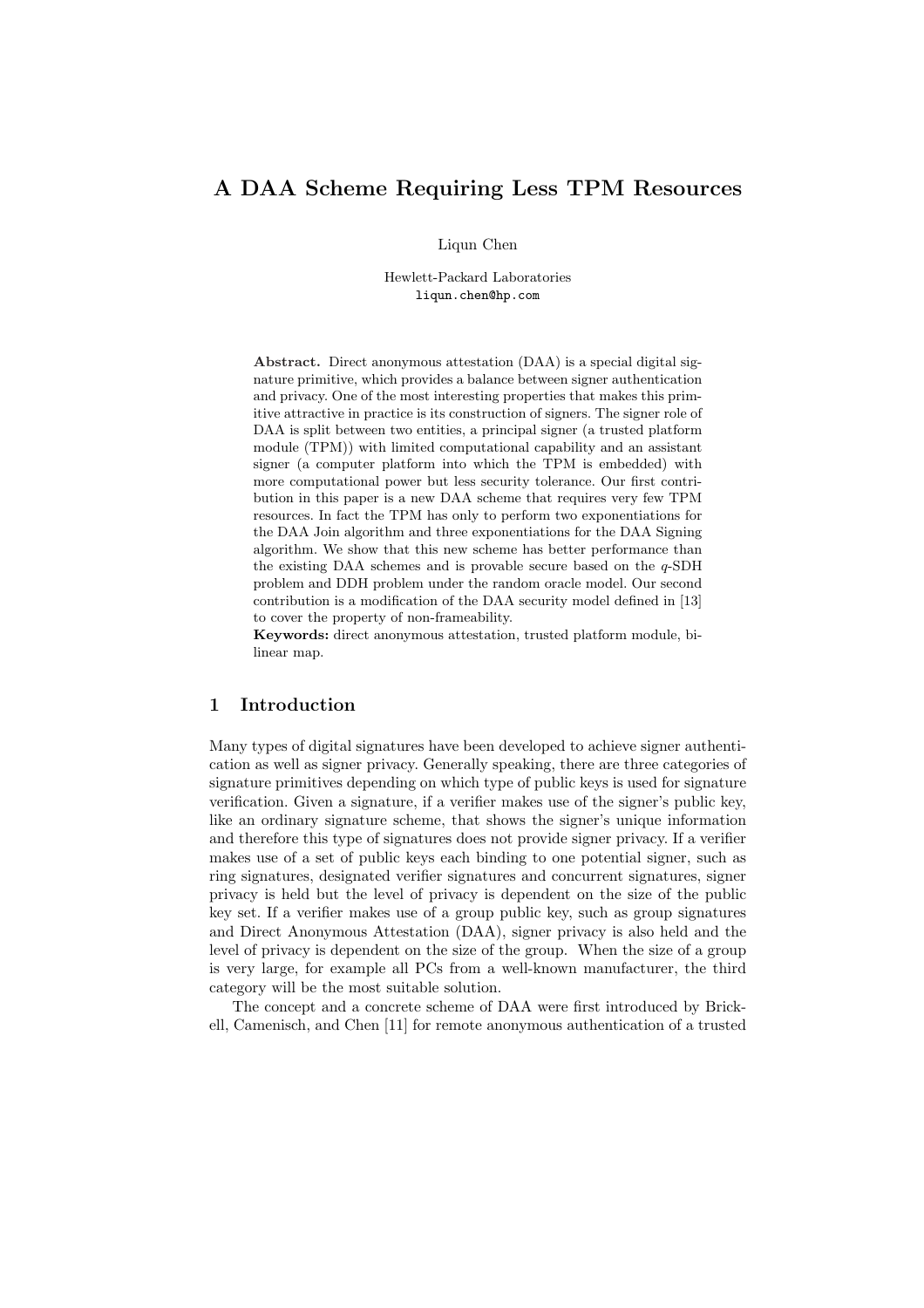# A DAA Scheme Requiring Less TPM Resources

Liqun Chen

Hewlett-Packard Laboratories
liqun.chen@hp.com

**Abstract.** Direct anonymous attestation (DAA) is a special digital signature primitive, which provides a balance between signer authentication and privacy. One of the most interesting properties that makes this primitive attractive in practice is its construction of signers. The signer role of DAA is split between two entities, a principal signer (a trusted platform module (TPM)) with limited computational capability and an assistant signer (a computer platform into which the TPM is embedded) with more computational power but less security tolerance. Our first contribution in this paper is a new DAA scheme that requires very few TPM resources. In fact the TPM has only to perform two exponentiations for the DAA Join algorithm and three exponentiations for the DAA Signing algorithm. We show that this new scheme has better performance than the existing DAA schemes and is provable secure based on the $q$-SDH problem and DDH problem under the random oracle model. Our second contribution is a modification of the DAA security model defined in [13] to cover the property of non-frameability.

**Keywords:** direct anonymous attestation, trusted platform module, bilinear map.

## 1 Introduction

Many types of digital signatures have been developed to achieve signer authentication as well as signer privacy. Generally speaking, there are three categories of signature primitives depending on which type of public keys is used for signature verification. Given a signature, if a verifier makes use of the signer's public key, like an ordinary signature scheme, that shows the signer's unique information and therefore this type of signatures does not provide signer privacy. If a verifier makes use of a set of public keys each binding to one potential signer, such as ring signatures, designated verifier signatures and concurrent signatures, signer privacy is held but the level of privacy is dependent on the size of the public key set. If a verifier makes use of a group public key, such as group signatures and Direct Anonymous Attestation (DAA), signer privacy is also held and the level of privacy is dependent on the size of the group. When the size of a group is very large, for example all PCs from a well-known manufacturer, the third category will be the most suitable solution.

The concept and a concrete scheme of DAA were first introduced by Brickell, Camenisch, and Chen [11] for remote anonymous authentication of a trusted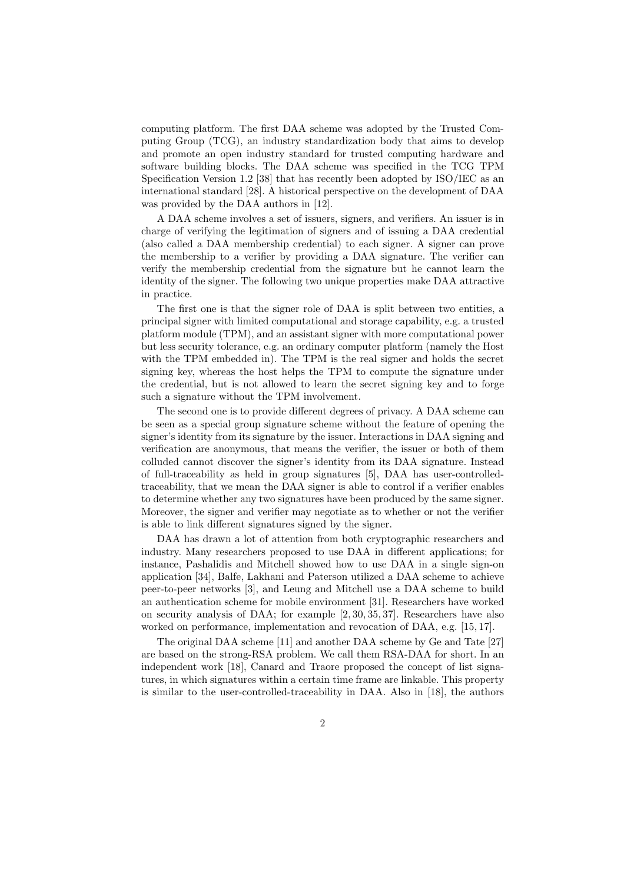computing platform. The first DAA scheme was adopted by the Trusted Computing Group (TCG), an industry standardization body that aims to develop and promote an open industry standard for trusted computing hardware and software building blocks. The DAA scheme was specified in the TCG TPM Specification Version 1.2 [38] that has recently been adopted by ISO/IEC as an international standard [28]. A historical perspective on the development of DAA was provided by the DAA authors in [12].

A DAA scheme involves a set of issuers, signers, and verifiers. An issuer is in charge of verifying the legitimation of signers and of issuing a DAA credential (also called a DAA membership credential) to each signer. A signer can prove the membership to a verifier by providing a DAA signature. The verifier can verify the membership credential from the signature but he cannot learn the identity of the signer. The following two unique properties make DAA attractive in practice.

The first one is that the signer role of DAA is split between two entities, a principal signer with limited computational and storage capability, e.g. a trusted platform module (TPM), and an assistant signer with more computational power but less security tolerance, e.g. an ordinary computer platform (namely the Host with the TPM embedded in). The TPM is the real signer and holds the secret signing key, whereas the host helps the TPM to compute the signature under the credential, but is not allowed to learn the secret signing key and to forge such a signature without the TPM involvement.

The second one is to provide different degrees of privacy. A DAA scheme can be seen as a special group signature scheme without the feature of opening the signer's identity from its signature by the issuer. Interactions in DAA signing and verification are anonymous, that means the verifier, the issuer or both of them colluded cannot discover the signer's identity from its DAA signature. Instead of full-traceability as held in group signatures [5], DAA has user-controlled-traceability, that we mean the DAA signer is able to control if a verifier enables to determine whether any two signatures have been produced by the same signer. Moreover, the signer and verifier may negotiate as to whether or not the verifier is able to link different signatures signed by the signer.

DAA has drawn a lot of attention from both cryptographic researchers and industry. Many researchers proposed to use DAA in different applications; for instance, Pashalidis and Mitchell showed how to use DAA in a single sign-on application [34], Balfe, Lakhani and Paterson utilized a DAA scheme to achieve peer-to-peer networks [3], and Leung and Mitchell use a DAA scheme to build an authentication scheme for mobile environment [31]. Researchers have worked on security analysis of DAA; for example [2, 30, 35, 37]. Researchers have also worked on performance, implementation and revocation of DAA, e.g. [15, 17].

The original DAA scheme [11] and another DAA scheme by Ge and Tate [27] are based on the strong-RSA problem. We call them RSA-DAA for short. In an independent work [18], Canard and Traore proposed the concept of list signatures, in which signatures within a certain time frame are linkable. This property is similar to the user-controlled-traceability in DAA. Also in [18], the authors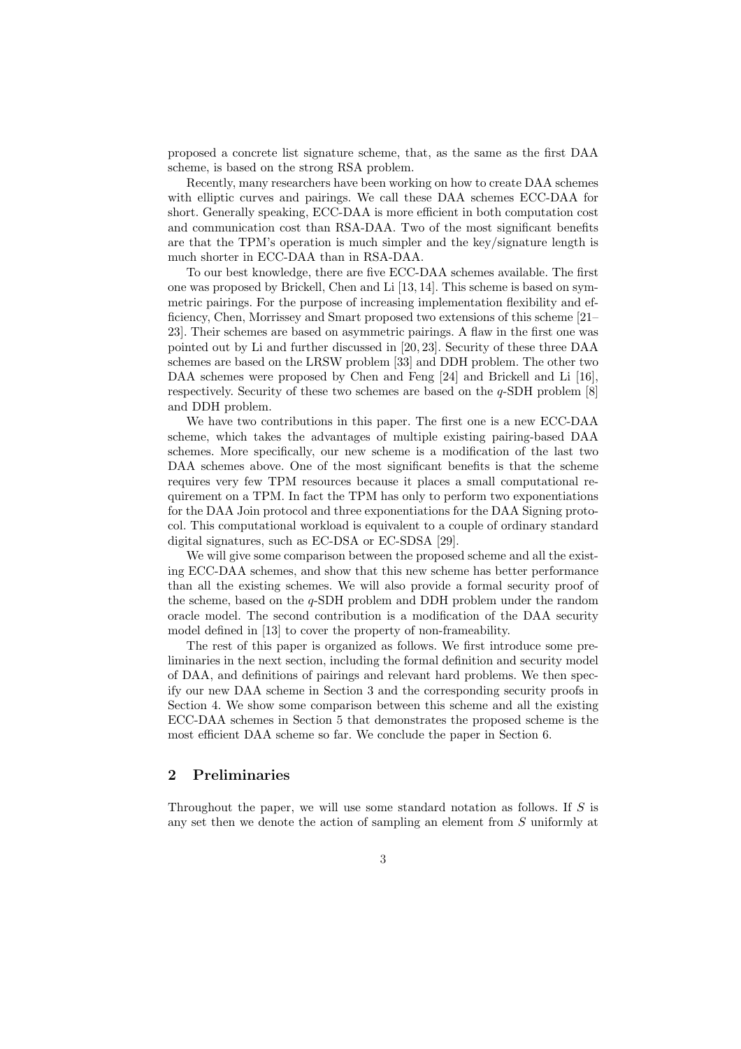proposed a concrete list signature scheme, that, as the same as the first DAA scheme, is based on the strong RSA problem.

Recently, many researchers have been working on how to create DAA schemes with elliptic curves and pairings. We call these DAA schemes ECC-DAA for short. Generally speaking, ECC-DAA is more efficient in both computation cost and communication cost than RSA-DAA. Two of the most significant benefits are that the TPM's operation is much simpler and the key/signature length is much shorter in ECC-DAA than in RSA-DAA.

To our best knowledge, there are five ECC-DAA schemes available. The first one was proposed by Brickell, Chen and Li [13, 14]. This scheme is based on symmetric pairings. For the purpose of increasing implementation flexibility and efficiency, Chen, Morrissey and Smart proposed two extensions of this scheme [21–23]. Their schemes are based on asymmetric pairings. A flaw in the first one was pointed out by Li and further discussed in [20, 23]. Security of these three DAA schemes are based on the LRSW problem [33] and DDH problem. The other two DAA schemes were proposed by Chen and Feng [24] and Brickell and Li [16], respectively. Security of these two schemes are based on the $q$-SDH problem [8] and DDH problem.

We have two contributions in this paper. The first one is a new ECC-DAA scheme, which takes the advantages of multiple existing pairing-based DAA schemes. More specifically, our new scheme is a modification of the last two DAA schemes above. One of the most significant benefits is that the scheme requires very few TPM resources because it places a small computational requirement on a TPM. In fact the TPM has only to perform two exponentiations for the DAA Join protocol and three exponentiations for the DAA Signing protocol. This computational workload is equivalent to a couple of ordinary standard digital signatures, such as EC-DSA or EC-SDSA [29].

We will give some comparison between the proposed scheme and all the existing ECC-DAA schemes, and show that this new scheme has better performance than all the existing schemes. We will also provide a formal security proof of the scheme, based on the $q$-SDH problem and DDH problem under the random oracle model. The second contribution is a modification of the DAA security model defined in [13] to cover the property of non-frameability.

The rest of this paper is organized as follows. We first introduce some preliminaries in the next section, including the formal definition and security model of DAA, and definitions of pairings and relevant hard problems. We then specify our new DAA scheme in Section 3 and the corresponding security proofs in Section 4. We show some comparison between this scheme and all the existing ECC-DAA schemes in Section 5 that demonstrates the proposed scheme is the most efficient DAA scheme so far. We conclude the paper in Section 6.

## 2 Preliminaries

Throughout the paper, we will use some standard notation as follows. If $S$ is any set then we denote the action of sampling an element from $S$ uniformly at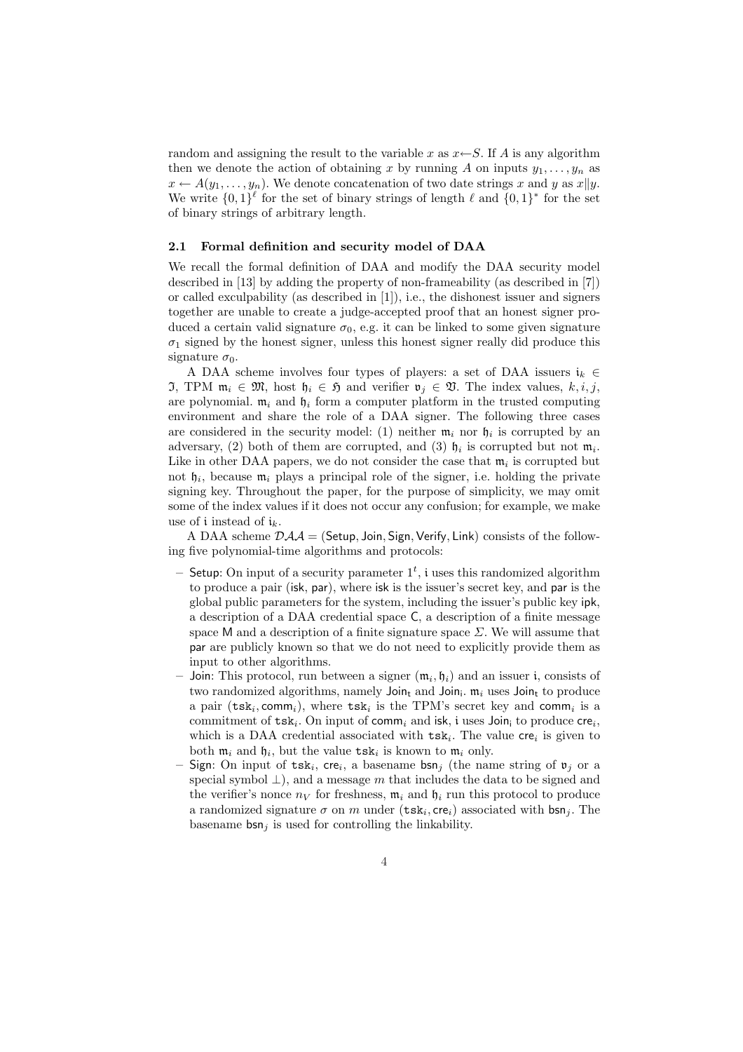random and assigning the result to the variable $x$ as $x \leftarrow S$. If $A$ is any algorithm then we denote the action of obtaining $x$ by running $A$ on inputs $y_1, \ldots, y_n$ as $x \leftarrow A(y_1, \ldots, y_n)$. We denote concatenation of two date strings $x$ and $y$ as $x \| y$. We write $\{0,1\}^\ell$ for the set of binary strings of length $\ell$ and $\{0,1\}^*$ for the set of binary strings of arbitrary length.

### 2.1 Formal definition and security model of DAA

We recall the formal definition of DAA and modify the DAA security model described in [13] by adding the property of non-frameability (as described in [7]) or called exculpability (as described in [1]), i.e., the dishonest issuer and signers together are unable to create a judge-accepted proof that an honest signer produced a certain valid signature $\sigma_0$, e.g. it can be linked to some given signature $\sigma_1$ signed by the honest signer, unless this honest signer really did produce this signature $\sigma_0$.

A DAA scheme involves four types of players: a set of DAA issuers $\mathfrak{i}_k \in \mathfrak{I}$, TPM $\mathfrak{m}_i \in \mathfrak{M}$, host $\mathfrak{h}_i \in \mathfrak{H}$ and verifier $\mathfrak{v}_j \in \mathfrak{V}$. The index values, $k, i, j$, are polynomial. $\mathfrak{m}_i$ and $\mathfrak{h}_i$ form a computer platform in the trusted computing environment and share the role of a DAA signer. The following three cases are considered in the security model: (1) neither $\mathfrak{m}_i$ nor $\mathfrak{h}_i$ is corrupted by an adversary, (2) both of them are corrupted, and (3) $\mathfrak{h}_i$ is corrupted but not $\mathfrak{m}_i$. Like in other DAA papers, we do not consider the case that $\mathfrak{m}_i$ is corrupted but not $\mathfrak{h}_i$, because $\mathfrak{m}_i$ plays a principal role of the signer, i.e. holding the private signing key. Throughout the paper, for the purpose of simplicity, we may omit some of the index values if it does not occur any confusion; for example, we make use of $\mathfrak{i}$ instead of $\mathfrak{i}_k$.

A DAA scheme $\mathcal{DAA} = (\mathsf{Setup}, \mathsf{Join}, \mathsf{Sign}, \mathsf{Verify}, \mathsf{Link})$ consists of the following five polynomial-time algorithms and protocols:

- $\mathsf{Setup}$: On input of a security parameter $1^t$, $\mathfrak{i}$ uses this randomized algorithm to produce a pair $(\mathsf{isk}, \mathsf{par})$, where $\mathsf{isk}$ is the issuer's secret key, and $\mathsf{par}$ is the global public parameters for the system, including the issuer's public key $\mathsf{ipk}$, a description of a DAA credential space $\mathsf{C}$, a description of a finite message space $\mathsf{M}$ and a description of a finite signature space $\Sigma$. We will assume that $\mathsf{par}$ are publicly known so that we do not need to explicitly provide them as input to other algorithms.
- $\mathsf{Join}$: This protocol, run between a signer $(\mathfrak{m}_i, \mathfrak{h}_i)$ and an issuer $\mathfrak{i}$, consists of two randomized algorithms, namely $\mathsf{Join_t}$ and $\mathsf{Join_i}$. $\mathfrak{m}_i$ uses $\mathsf{Join_t}$ to produce a pair $(\mathtt{tsk}_i, \mathsf{comm}_i)$, where $\mathtt{tsk}_i$ is the TPM's secret key and $\mathsf{comm}_i$ is a commitment of $\mathtt{tsk}_i$. On input of $\mathsf{comm}_i$ and $\mathsf{isk}$, $\mathfrak{i}$ uses $\mathsf{Join_i}$ to produce $\mathsf{cre}_i$, which is a DAA credential associated with $\mathtt{tsk}_i$. The value $\mathsf{cre}_i$ is given to both $\mathfrak{m}_i$ and $\mathfrak{h}_i$, but the value $\mathtt{tsk}_i$ is known to $\mathfrak{m}_i$ only.
- $\mathsf{Sign}$: On input of $\mathtt{tsk}_i$, $\mathsf{cre}_i$, a basename $\mathsf{bsn}_j$ (the name string of $\mathfrak{v}_j$ or a special symbol $\perp$), and a message $m$ that includes the data to be signed and the verifier's nonce $n_V$ for freshness, $\mathfrak{m}_i$ and $\mathfrak{h}_i$ run this protocol to produce a randomized signature $\sigma$ on $m$ under $(\mathtt{tsk}_i, \mathsf{cre}_i)$ associated with $\mathsf{bsn}_j$. The basename $\mathsf{bsn}_j$ is used for controlling the linkability.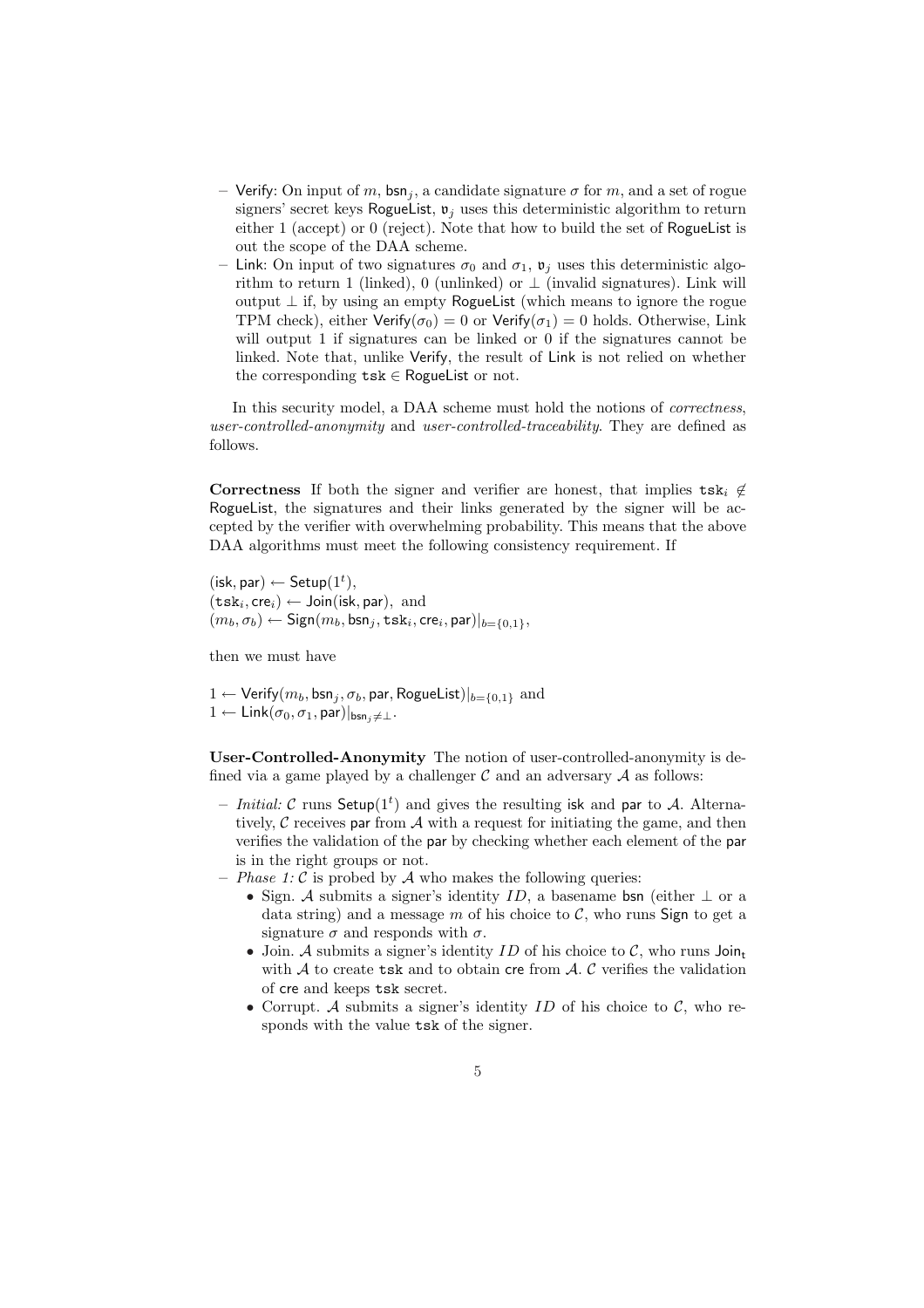- Verify: On input of $m$, $\mathsf{bsn}_j$, a candidate signature $\sigma$ for $m$, and a set of rogue signers' secret keys RogueList, $\mathfrak{v}_j$ uses this deterministic algorithm to return either 1 (accept) or 0 (reject). Note that how to build the set of RogueList is out the scope of the DAA scheme.
- Link: On input of two signatures $\sigma_0$ and $\sigma_1$, $\mathfrak{v}_j$ uses this deterministic algorithm to return 1 (linked), 0 (unlinked) or $\perp$ (invalid signatures). Link will output $\perp$ if, by using an empty RogueList (which means to ignore the rogue TPM check), either $\mathsf{Verify}(\sigma_0) = 0$ or $\mathsf{Verify}(\sigma_1) = 0$ holds. Otherwise, Link will output 1 if signatures can be linked or 0 if the signatures cannot be linked. Note that, unlike Verify, the result of Link is not relied on whether the corresponding $\mathtt{tsk} \in \mathsf{RogueList}$ or not.

In this security model, a DAA scheme must hold the notions of *correctness*, *user-controlled-anonymity* and *user-controlled-traceability*. They are defined as follows.

**Correctness** If both the signer and verifier are honest, that implies $\mathtt{tsk}_i \notin \mathsf{RogueList}$, the signatures and their links generated by the signer will be accepted by the verifier with overwhelming probability. This means that the above DAA algorithms must meet the following consistency requirement. If

$(\mathsf{isk}, \mathsf{par}) \leftarrow \mathsf{Setup}(1^t)$,
$(\mathtt{tsk}_i, \mathsf{cre}_i) \leftarrow \mathsf{Join}(\mathsf{isk}, \mathsf{par})$, and
$(m_b, \sigma_b) \leftarrow \mathsf{Sign}(m_b, \mathsf{bsn}_j, \mathtt{tsk}_i, \mathsf{cre}_i, \mathsf{par})|_{b=\{0,1\}}$,

then we must have

$1 \leftarrow \mathsf{Verify}(m_b, \mathsf{bsn}_j, \sigma_b, \mathsf{par}, \mathsf{RogueList})|_{b=\{0,1\}}$ and
$1 \leftarrow \mathsf{Link}(\sigma_0, \sigma_1, \mathsf{par})|_{\mathsf{bsn}_j \neq \perp}$.

**User-Controlled-Anonymity** The notion of user-controlled-anonymity is defined via a game played by a challenger $\mathcal{C}$ and an adversary $\mathcal{A}$ as follows:

- *Initial:* $\mathcal{C}$ runs $\mathsf{Setup}(1^t)$ and gives the resulting isk and par to $\mathcal{A}$. Alternatively, $\mathcal{C}$ receives par from $\mathcal{A}$ with a request for initiating the game, and then verifies the validation of the par by checking whether each element of the par is in the right groups or not.
- *Phase 1:* $\mathcal{C}$ is probed by $\mathcal{A}$ who makes the following queries:
  - Sign. $\mathcal{A}$ submits a signer's identity $ID$, a basename bsn (either $\perp$ or a data string) and a message $m$ of his choice to $\mathcal{C}$, who runs Sign to get a signature $\sigma$ and responds with $\sigma$.
  - Join. $\mathcal{A}$ submits a signer's identity $ID$ of his choice to $\mathcal{C}$, who runs $\mathsf{Join_t}$ with $\mathcal{A}$ to create tsk and to obtain cre from $\mathcal{A}$. $\mathcal{C}$ verifies the validation of cre and keeps tsk secret.
  - Corrupt. $\mathcal{A}$ submits a signer's identity $ID$ of his choice to $\mathcal{C}$, who responds with the value tsk of the signer.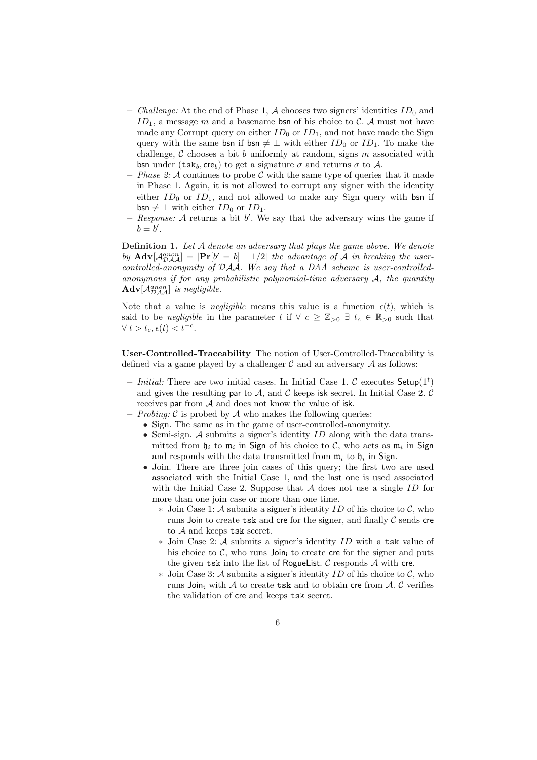- *Challenge:* At the end of Phase 1, $\mathcal{A}$ chooses two signers' identities $ID_0$ and $ID_1$, a message $m$ and a basename $\mathsf{bsn}$ of his choice to $\mathcal{C}$. $\mathcal{A}$ must not have made any Corrupt query on either $ID_0$ or $ID_1$, and not have made the Sign query with the same $\mathsf{bsn}$ if $\mathsf{bsn} \neq \perp$ with either $ID_0$ or $ID_1$. To make the challenge, $\mathcal{C}$ chooses a bit $b$ uniformly at random, signs $m$ associated with $\mathsf{bsn}$ under $(\mathtt{tsk}_b, \mathsf{cre}_b)$ to get a signature $\sigma$ and returns $\sigma$ to $\mathcal{A}$.
- *Phase 2:* $\mathcal{A}$ continues to probe $\mathcal{C}$ with the same type of queries that it made in Phase 1. Again, it is not allowed to corrupt any signer with the identity either $ID_0$ or $ID_1$, and not allowed to make any Sign query with $\mathsf{bsn}$ if $\mathsf{bsn} \neq \perp$ with either $ID_0$ or $ID_1$.
- *Response:* $\mathcal{A}$ returns a bit $b'$. We say that the adversary wins the game if $b = b'$.

**Definition 1.** *Let $\mathcal{A}$ denote an adversary that plays the game above. We denote by $\mathbf{Adv}[\mathcal{A}^{anon}_{\mathcal{DAA}}] = |\mathbf{Pr}[b' = b] - 1/2|$ the advantage of $\mathcal{A}$ in breaking the user-controlled-anonymity of $\mathcal{DAA}$. We say that a DAA scheme is user-controlled-anonymous if for any probabilistic polynomial-time adversary $\mathcal{A}$, the quantity $\mathbf{Adv}[\mathcal{A}^{anon}_{\mathcal{DAA}}]$ is negligible.*

Note that a value is *negligible* means this value is a function $\epsilon(t)$, which is said to be *negligible* in the parameter $t$ if $\forall\ c \geq \mathbb{Z}_{>0}\ \exists\ t_c \in \mathbb{R}_{>0}$ such that $\forall\ t > t_c, \epsilon(t) < t^{-c}$.

**User-Controlled-Traceability** The notion of User-Controlled-Traceability is defined via a game played by a challenger $\mathcal{C}$ and an adversary $\mathcal{A}$ as follows:

- *Initial:* There are two initial cases. In Initial Case 1. $\mathcal{C}$ executes $\mathsf{Setup}(1^t)$ and gives the resulting $\mathsf{par}$ to $\mathcal{A}$, and $\mathcal{C}$ keeps $\mathsf{isk}$ secret. In Initial Case 2. $\mathcal{C}$ receives $\mathsf{par}$ from $\mathcal{A}$ and does not know the value of $\mathsf{isk}$.
- *Probing:* $\mathcal{C}$ is probed by $\mathcal{A}$ who makes the following queries:
  - Sign. The same as in the game of user-controlled-anonymity.
  - Semi-sign. $\mathcal{A}$ submits a signer's identity $ID$ along with the data transmitted from $\mathfrak{h}_i$ to $\mathfrak{m}_i$ in $\mathsf{Sign}$ of his choice to $\mathcal{C}$, who acts as $\mathfrak{m}_i$ in $\mathsf{Sign}$ and responds with the data transmitted from $\mathfrak{m}_i$ to $\mathfrak{h}_i$ in $\mathsf{Sign}$.
  - Join. There are three join cases of this query; the first two are used associated with the Initial Case 1, and the last one is used associated with the Initial Case 2. Suppose that $\mathcal{A}$ does not use a single $ID$ for more than one join case or more than one time.
    - Join Case 1: $\mathcal{A}$ submits a signer's identity $ID$ of his choice to $\mathcal{C}$, who runs $\mathsf{Join}$ to create $\mathtt{tsk}$ and $\mathsf{cre}$ for the signer, and finally $\mathcal{C}$ sends $\mathsf{cre}$ to $\mathcal{A}$ and keeps $\mathtt{tsk}$ secret.
    - Join Case 2: $\mathcal{A}$ submits a signer's identity $ID$ with a $\mathtt{tsk}$ value of his choice to $\mathcal{C}$, who runs $\mathsf{Join_i}$ to create $\mathsf{cre}$ for the signer and puts the given $\mathtt{tsk}$ into the list of $\mathsf{RogueList}$. $\mathcal{C}$ responds $\mathcal{A}$ with $\mathsf{cre}$.
    - Join Case 3: $\mathcal{A}$ submits a signer's identity $ID$ of his choice to $\mathcal{C}$, who runs $\mathsf{Join_t}$ with $\mathcal{A}$ to create $\mathtt{tsk}$ and to obtain $\mathsf{cre}$ from $\mathcal{A}$. $\mathcal{C}$ verifies the validation of $\mathsf{cre}$ and keeps $\mathtt{tsk}$ secret.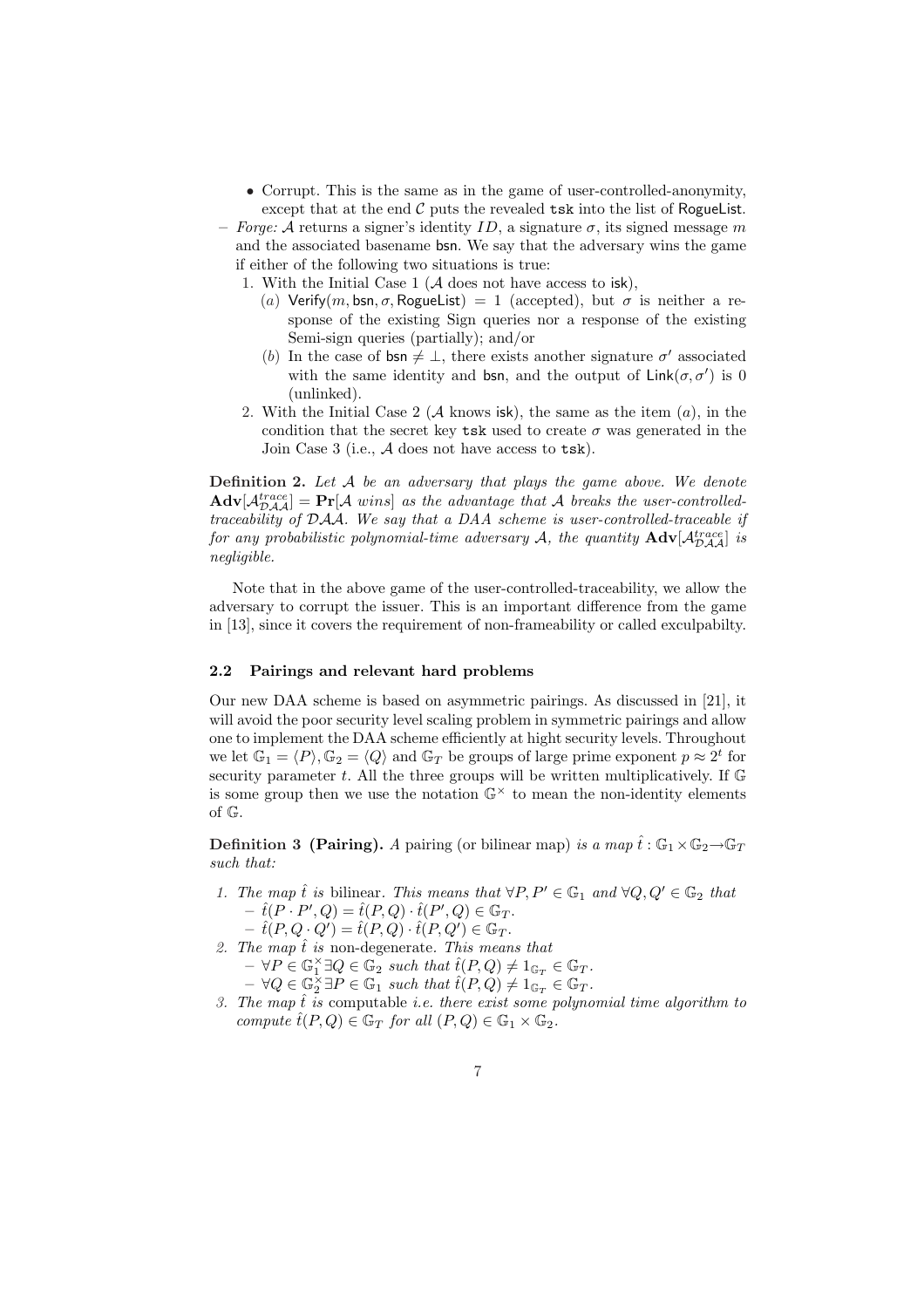- Corrupt. This is the same as in the game of user-controlled-anonymity, except that at the end $\mathcal{C}$ puts the revealed $\mathtt{tsk}$ into the list of $\mathsf{RogueList}$.
- *Forge:* $\mathcal{A}$ returns a signer's identity $ID$, a signature $\sigma$, its signed message $m$ and the associated basename $\mathsf{bsn}$. We say that the adversary wins the game if either of the following two situations is true:
  1. With the Initial Case 1 ($\mathcal{A}$ does not have access to $\mathsf{isk}$),
     (*a*) $\mathsf{Verify}(m, \mathsf{bsn}, \sigma, \mathsf{RogueList}) = 1$ (accepted), but $\sigma$ is neither a response of the existing Sign queries nor a response of the existing Semi-sign queries (partially); and/or
     (*b*) In the case of $\mathsf{bsn} \neq \perp$, there exists another signature $\sigma'$ associated with the same identity and $\mathsf{bsn}$, and the output of $\mathsf{Link}(\sigma, \sigma')$ is 0 (unlinked).
  2. With the Initial Case 2 ($\mathcal{A}$ knows $\mathsf{isk}$), the same as the item (*a*), in the condition that the secret key $\mathtt{tsk}$ used to create $\sigma$ was generated in the Join Case 3 (i.e., $\mathcal{A}$ does not have access to $\mathtt{tsk}$).

**Definition 2.** *Let $\mathcal{A}$ be an adversary that plays the game above. We denote $\mathbf{Adv}[\mathcal{A}^{trace}_{\mathcal{DAA}}] = \mathbf{Pr}[\mathcal{A}\ wins]$ as the advantage that $\mathcal{A}$ breaks the user-controlled-traceability of $\mathcal{DAA}$. We say that a DAA scheme is user-controlled-traceable if for any probabilistic polynomial-time adversary $\mathcal{A}$, the quantity $\mathbf{Adv}[\mathcal{A}^{trace}_{\mathcal{DAA}}]$ is negligible.*

Note that in the above game of the user-controlled-traceability, we allow the adversary to corrupt the issuer. This is an important difference from the game in [13], since it covers the requirement of non-frameability or called exculpabilty.

### 2.2 Pairings and relevant hard problems

Our new DAA scheme is based on asymmetric pairings. As discussed in [21], it will avoid the poor security level scaling problem in symmetric pairings and allow one to implement the DAA scheme efficiently at hight security levels. Throughout we let $\mathbb{G}_1 = \langle P \rangle, \mathbb{G}_2 = \langle Q \rangle$ and $\mathbb{G}_T$ be groups of large prime exponent $p \approx 2^t$ for security parameter $t$. All the three groups will be written multiplicatively. If $\mathbb{G}$ is some group then we use the notation $\mathbb{G}^\times$ to mean the non-identity elements of $\mathbb{G}$.

**Definition 3 (Pairing).** *A* pairing (or bilinear map) *is a map $\hat{t} : \mathbb{G}_1 \times \mathbb{G}_2 \rightarrow \mathbb{G}_T$ such that:*

1. *The map $\hat{t}$ is* bilinear. *This means that $\forall P, P' \in \mathbb{G}_1$ and $\forall Q, Q' \in \mathbb{G}_2$ that*
   - $\hat{t}(P \cdot P', Q) = \hat{t}(P, Q) \cdot \hat{t}(P', Q) \in \mathbb{G}_T$.
   - $\hat{t}(P, Q \cdot Q') = \hat{t}(P, Q) \cdot \hat{t}(P, Q') \in \mathbb{G}_T$.
2. *The map $\hat{t}$ is* non-degenerate. *This means that*
   - $\forall P \in \mathbb{G}_1^\times \exists Q \in \mathbb{G}_2$ *such that* $\hat{t}(P, Q) \neq 1_{\mathbb{G}_T} \in \mathbb{G}_T$.
   - $\forall Q \in \mathbb{G}_2^\times \exists P \in \mathbb{G}_1$ *such that* $\hat{t}(P, Q) \neq 1_{\mathbb{G}_T} \in \mathbb{G}_T$.
3. *The map $\hat{t}$ is* computable *i.e. there exist some polynomial time algorithm to compute $\hat{t}(P, Q) \in \mathbb{G}_T$ for all $(P, Q) \in \mathbb{G}_1 \times \mathbb{G}_2$.*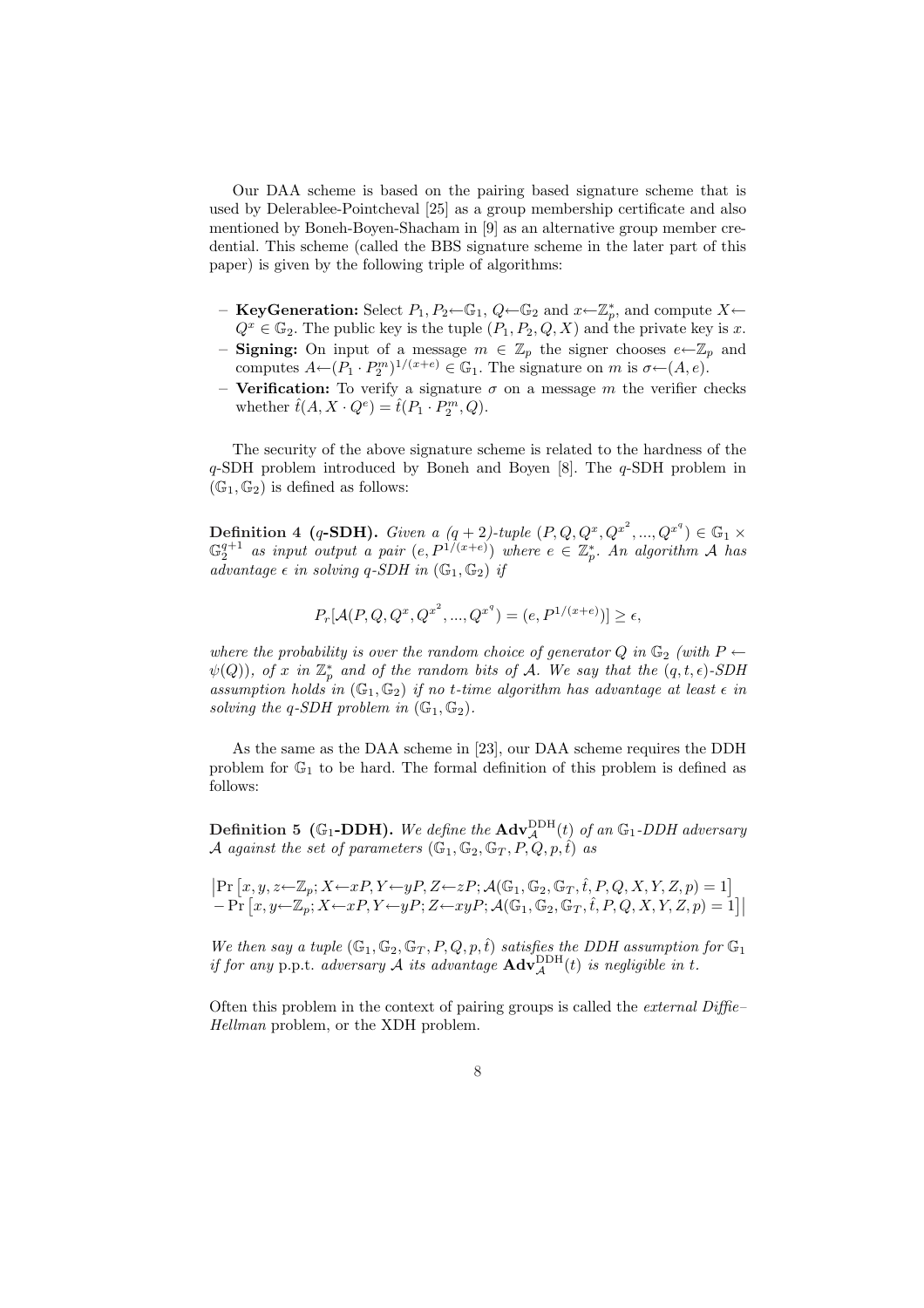Our DAA scheme is based on the pairing based signature scheme that is used by Delerablee-Pointcheval [25] as a group membership certificate and also mentioned by Boneh-Boyen-Shacham in [9] as an alternative group member credential. This scheme (called the BBS signature scheme in the later part of this paper) is given by the following triple of algorithms:

- **KeyGeneration:** Select $P_1, P_2 \leftarrow \mathbb{G}_1$, $Q \leftarrow \mathbb{G}_2$ and $x \leftarrow \mathbb{Z}_p^*$, and compute $X \leftarrow Q^x \in \mathbb{G}_2$. The public key is the tuple $(P_1, P_2, Q, X)$ and the private key is $x$.
- **Signing:** On input of a message $m \in \mathbb{Z}_p$ the signer chooses $e \leftarrow \mathbb{Z}_p$ and computes $A \leftarrow (P_1 \cdot P_2^m)^{1/(x+e)} \in \mathbb{G}_1$. The signature on $m$ is $\sigma \leftarrow (A, e)$.
- **Verification:** To verify a signature $\sigma$ on a message $m$ the verifier checks whether $\hat{t}(A, X \cdot Q^e) = \hat{t}(P_1 \cdot P_2^m, Q)$.

The security of the above signature scheme is related to the hardness of the $q$-SDH problem introduced by Boneh and Boyen [8]. The $q$-SDH problem in $(\mathbb{G}_1, \mathbb{G}_2)$ is defined as follows:

**Definition 4 ($q$-SDH).** *Given a $(q+2)$-tuple $(P, Q, Q^x, Q^{x^2}, ..., Q^{x^q}) \in \mathbb{G}_1 \times \mathbb{G}_2^{q+1}$ as input output a pair $(e, P^{1/(x+e)})$ where $e \in \mathbb{Z}_p^*$. An algorithm $\mathcal{A}$ has advantage $\epsilon$ in solving $q$-SDH in $(\mathbb{G}_1, \mathbb{G}_2)$ if*

$$P_r[\mathcal{A}(P, Q, Q^x, Q^{x^2}, ..., Q^{x^q}) = (e, P^{1/(x+e)})] \geq \epsilon,$$

*where the probability is over the random choice of generator $Q$ in $\mathbb{G}_2$ (with $P \leftarrow \psi(Q)$), of $x$ in $\mathbb{Z}_p^*$ and of the random bits of $\mathcal{A}$. We say that the $(q, t, \epsilon)$-SDH assumption holds in $(\mathbb{G}_1, \mathbb{G}_2)$ if no $t$-time algorithm has advantage at least $\epsilon$ in solving the $q$-SDH problem in $(\mathbb{G}_1, \mathbb{G}_2)$.*

As the same as the DAA scheme in [23], our DAA scheme requires the DDH problem for $\mathbb{G}_1$ to be hard. The formal definition of this problem is defined as follows:

**Definition 5 ($\mathbb{G}_1$-DDH).** *We define the $\mathbf{Adv}_{\mathcal{A}}^{\mathrm{DDH}}(t)$ of an $\mathbb{G}_1$-DDH adversary $\mathcal{A}$ against the set of parameters $(\mathbb{G}_1, \mathbb{G}_2, \mathbb{G}_T, P, Q, \hat{t})$ as*

$$\begin{aligned}
&\big|\Pr\left[x, y, z \leftarrow \mathbb{Z}_p; X \leftarrow xP, Y \leftarrow yP, Z \leftarrow zP; \mathcal{A}(\mathbb{G}_1, \mathbb{G}_2, \mathbb{G}_T, \hat{t}, P, Q, X, Y, Z, p) = 1\right] \\
&- \Pr\left[x, y \leftarrow \mathbb{Z}_p; X \leftarrow xP, Y \leftarrow yP; Z \leftarrow xyP; \mathcal{A}(\mathbb{G}_1, \mathbb{G}_2, \mathbb{G}_T, \hat{t}, P, Q, X, Y, Z, p) = 1\right]\big|
\end{aligned}$$

*We then say a tuple $(\mathbb{G}_1, \mathbb{G}_2, \mathbb{G}_T, P, Q, p, \hat{t})$ satisfies the DDH assumption for $\mathbb{G}_1$ if for any* p.p.t. *adversary $\mathcal{A}$ its advantage $\mathbf{Adv}_{\mathcal{A}}^{\mathrm{DDH}}(t)$ is negligible in $t$.*

Often this problem in the context of pairing groups is called the *external Diffie–Hellman* problem, or the XDH problem.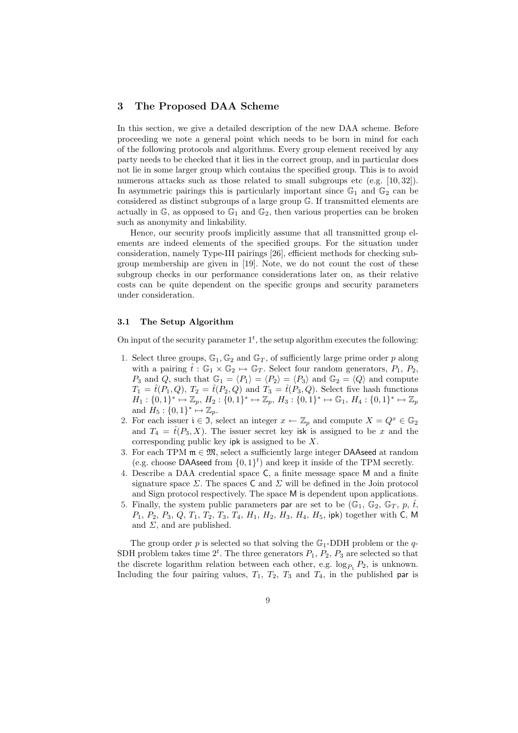## 3 The Proposed DAA Scheme

In this section, we give a detailed description of the new DAA scheme. Before proceeding we note a general point which needs to be born in mind for each of the following protocols and algorithms. Every group element received by any party needs to be checked that it lies in the correct group, and in particular does not lie in some larger group which contains the specified group. This is to avoid numerous attacks such as those related to small subgroups etc (e.g. [10, 32]). In asymmetric pairings this is particularly important since $\mathbb{G}_1$ and $\mathbb{G}_2$ can be considered as distinct subgroups of a large group $\mathbb{G}$. If transmitted elements are actually in $\mathbb{G}$, as opposed to $\mathbb{G}_1$ and $\mathbb{G}_2$, then various properties can be broken such as anonymity and linkability.

Hence, our security proofs implicitly assume that all transmitted group elements are indeed elements of the specified groups. For the situation under consideration, namely Type-III pairings [26], efficient methods for checking subgroup membership are given in [19]. Note, we do not count the cost of these subgroup checks in our performance considerations later on, as their relative costs can be quite dependent on the specific groups and security parameters under consideration.

### 3.1 The Setup Algorithm

On input of the security parameter $1^t$, the setup algorithm executes the following:

1. Select three groups, $\mathbb{G}_1, \mathbb{G}_2$ and $\mathbb{G}_T$, of sufficiently large prime order $p$ along with a pairing $\hat{t} : \mathbb{G}_1 \times \mathbb{G}_2 \mapsto \mathbb{G}_T$. Select four random generators, $P_1$, $P_2$, $P_3$ and $Q$, such that $\mathbb{G}_1 = \langle P_1 \rangle = \langle P_2 \rangle = \langle P_3 \rangle$ and $\mathbb{G}_2 = \langle Q \rangle$ and compute $T_1 = \hat{t}(P_1, Q)$, $T_2 = \hat{t}(P_2, Q)$ and $T_3 = \hat{t}(P_3, Q)$. Select five hash functions $H_1 : \{0,1\}^* \mapsto \mathbb{Z}_p$, $H_2 : \{0,1\}^* \mapsto \mathbb{Z}_p$, $H_3 : \{0,1\}^* \mapsto \mathbb{G}_1$, $H_4 : \{0,1\}^* \mapsto \mathbb{Z}_p$ and $H_5 : \{0,1\}^* \mapsto \mathbb{Z}_p$.
2. For each issuer $\mathfrak{i} \in \mathfrak{I}$, select an integer $x \leftarrow \mathbb{Z}_p$ and compute $X = Q^x \in \mathbb{G}_2$ and $T_4 = \hat{t}(P_3, X)$. The issuer secret key $\mathsf{isk}$ is assigned to be $x$ and the corresponding public key $\mathsf{ipk}$ is assigned to be $X$.
3. For each TPM $\mathfrak{m} \in \mathfrak{M}$, select a sufficiently large integer $\mathsf{DAAseed}$ at random (e.g. choose $\mathsf{DAAseed}$ from $\{0,1\}^t$) and keep it inside of the TPM secretly.
4. Describe a DAA credential space $\mathsf{C}$, a finite message space $\mathsf{M}$ and a finite signature space $\Sigma$. The spaces $\mathsf{C}$ and $\Sigma$ will be defined in the Join protocol and Sign protocol respectively. The space $\mathsf{M}$ is dependent upon applications.
5. Finally, the system public parameters $\mathsf{par}$ are set to be ($\mathbb{G}_1$, $\mathbb{G}_2$, $\mathbb{G}_T$, $p$, $\hat{t}$, $P_1$, $P_2$, $P_3$, $Q$, $T_1$, $T_2$, $T_3$, $T_4$, $H_1$, $H_2$, $H_3$, $H_4$, $H_5$, $\mathsf{ipk}$) together with $\mathsf{C}$, $\mathsf{M}$ and $\Sigma$, and are published.

The group order $p$ is selected so that solving the $\mathbb{G}_1$-DDH problem or the $q$-SDH problem takes time $2^t$. The three generators $P_1$, $P_2$, $P_3$ are selected so that the discrete logarithm relation between each other, e.g. $\log_{P_1} P_2$, is unknown. Including the four pairing values, $T_1$, $T_2$, $T_3$ and $T_4$, in the published $\mathsf{par}$ is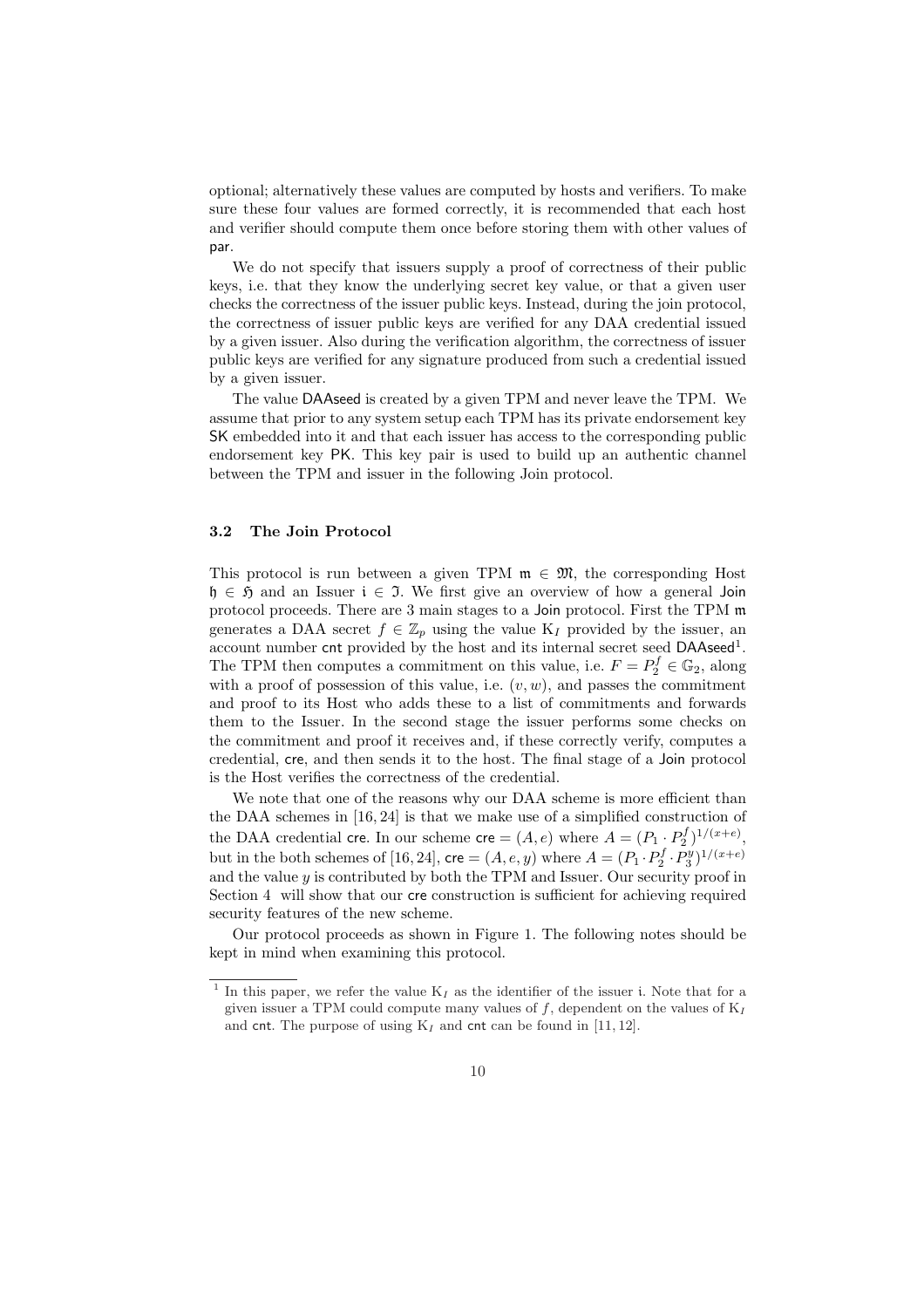optional; alternatively these values are computed by hosts and verifiers. To make sure these four values are formed correctly, it is recommended that each host and verifier should compute them once before storing them with other values of par.

We do not specify that issuers supply a proof of correctness of their public keys, i.e. that they know the underlying secret key value, or that a given user checks the correctness of the issuer public keys. Instead, during the join protocol, the correctness of issuer public keys are verified for any DAA credential issued by a given issuer. Also during the verification algorithm, the correctness of issuer public keys are verified for any signature produced from such a credential issued by a given issuer.

The value DAAseed is created by a given TPM and never leave the TPM. We assume that prior to any system setup each TPM has its private endorsement key SK embedded into it and that each issuer has access to the corresponding public endorsement key PK. This key pair is used to build up an authentic channel between the TPM and issuer in the following Join protocol.

### 3.2 The Join Protocol

This protocol is run between a given TPM $\mathfrak{m} \in \mathfrak{M}$, the corresponding Host $\mathfrak{h} \in \mathfrak{H}$ and an Issuer $\mathfrak{i} \in \mathfrak{I}$. We first give an overview of how a general Join protocol proceeds. There are 3 main stages to a Join protocol. First the TPM $\mathfrak{m}$ generates a DAA secret $f \in \mathbb{Z}_p$ using the value $\mathrm{K}_I$ provided by the issuer, an account number cnt provided by the host and its internal secret seed DAAseed[1]. The TPM then computes a commitment on this value, i.e. $F = P_2^f \in \mathbb{G}_2$, along with a proof of possession of this value, i.e. $(v, w)$, and passes the commitment and proof to its Host who adds these to a list of commitments and forwards them to the Issuer. In the second stage the issuer performs some checks on the commitment and proof it receives and, if these correctly verify, computes a credential, cre, and then sends it to the host. The final stage of a Join protocol is the Host verifies the correctness of the credential.

We note that one of the reasons why our DAA scheme is more efficient than the DAA schemes in [16, 24] is that we make use of a simplified construction of the DAA credential cre. In our scheme $\mathsf{cre} = (A, e)$ where $A = (P_1 \cdot P_2^f)^{1/(x+e)}$, but in the both schemes of [16, 24], $\mathsf{cre} = (A, e, y)$ where $A = (P_1 \cdot P_2^f \cdot P_3^y)^{1/(x+e)}$ and the value $y$ is contributed by both the TPM and Issuer. Our security proof in Section 4 will show that our cre construction is sufficient for achieving required security features of the new scheme.

Our protocol proceeds as shown in Figure 1. The following notes should be kept in mind when examining this protocol.

[1] In this paper, we refer the value $\mathrm{K}_I$ as the identifier of the issuer i. Note that for a given issuer a TPM could compute many values of $f$, dependent on the values of $\mathrm{K}_I$ and cnt. The purpose of using $\mathrm{K}_I$ and cnt can be found in [11, 12].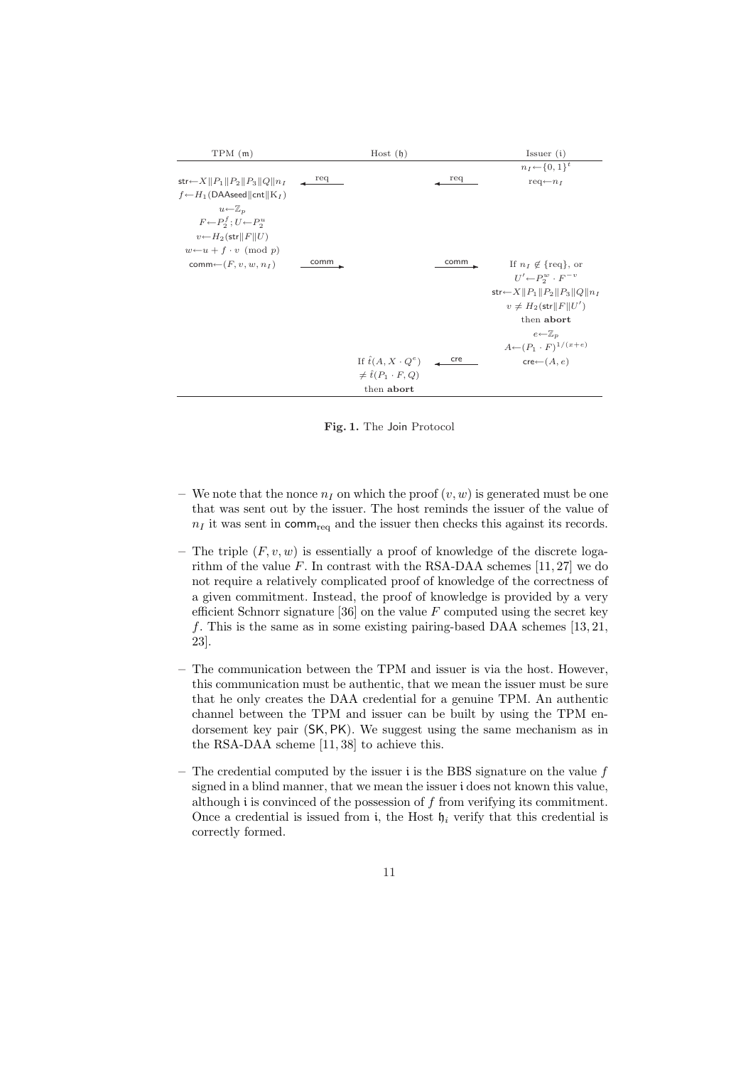| TPM ($\mathfrak{m}$) | | Host ($\mathfrak{h}$) | | Issuer ($\mathfrak{i}$) |
|---|---|---|---|---|
| | | | | $n_I \leftarrow \{0,1\}^t$ |
| $\mathsf{str} \leftarrow X \| P_1 \| P_2 \| P_3 \| Q \| n_I$ | $\xleftarrow{\text{req}}$ | | $\xleftarrow{\text{req}}$ | $\text{req} \leftarrow n_I$ |
| $f \leftarrow H_1(\mathsf{DAAseed} \| \mathsf{cnt} \| \mathrm{K}_I)$ | | | | |
| $u \leftarrow \mathbb{Z}_p$ | | | | |
| $F \leftarrow P_2^f; U \leftarrow P_2^u$ | | | | |
| $v \leftarrow H_2(\mathsf{str} \| F \| U)$ | | | | |
| $w \leftarrow u + f \cdot v \pmod p$ | | | | |
| $\mathsf{comm} \leftarrow (F, v, w, n_I)$ | $\xrightarrow{\mathsf{comm}}$ | | $\xrightarrow{\mathsf{comm}}$ | If $n_I \notin \{\text{req}\}$, or |
| | | | | $U' \leftarrow P_2^w \cdot F^{-v}$ |
| | | | | $\mathsf{str} \leftarrow X \| P_1 \| P_2 \| P_3 \| Q \| n_I$ |
| | | | | $v \neq H_2(\mathsf{str} \| F \| U')$ |
| | | | | then **abort** |
| | | | | $e \leftarrow \mathbb{Z}_p$ |
| | | | | $A \leftarrow (P_1 \cdot F)^{1/(x+e)}$ |
| | | If $\hat{t}(A, X \cdot Q^e)$ | $\xleftarrow{\mathsf{cre}}$ | $\mathsf{cre} \leftarrow (A, e)$ |
| | | $\neq \hat{t}(P_1 \cdot F, Q)$ | | |
| | | then **abort** | | |

**Fig. 1.** The Join Protocol

- We note that the nonce $n_I$ on which the proof $(v, w)$ is generated must be one that was sent out by the issuer. The host reminds the issuer of the value of $n_I$ it was sent in $\mathsf{comm}_{\text{req}}$ and the issuer then checks this against its records.
- The triple $(F, v, w)$ is essentially a proof of knowledge of the discrete logarithm of the value $F$. In contrast with the RSA-DAA schemes [11, 27] we do not require a relatively complicated proof of knowledge of the correctness of a given commitment. Instead, the proof of knowledge is provided by a very efficient Schnorr signature [36] on the value $F$ computed using the secret key $f$. This is the same as in some existing pairing-based DAA schemes [13, 21, 23].
- The communication between the TPM and issuer is via the host. However, this communication must be authentic, that we mean the issuer must be sure that he only creates the DAA credential for a genuine TPM. An authentic channel between the TPM and issuer can be built by using the TPM endorsement key pair $(\mathsf{SK}, \mathsf{PK})$. We suggest using the same mechanism as in the RSA-DAA scheme [11, 38] to achieve this.
- The credential computed by the issuer $\mathfrak{i}$ is the BBS signature on the value $f$ signed in a blind manner, that we mean the issuer $\mathfrak{i}$ does not known this value, although $\mathfrak{i}$ is convinced of the possession of $f$ from verifying its commitment. Once a credential is issued from $\mathfrak{i}$, the Host $\mathfrak{h}_i$ verify that this credential is correctly formed.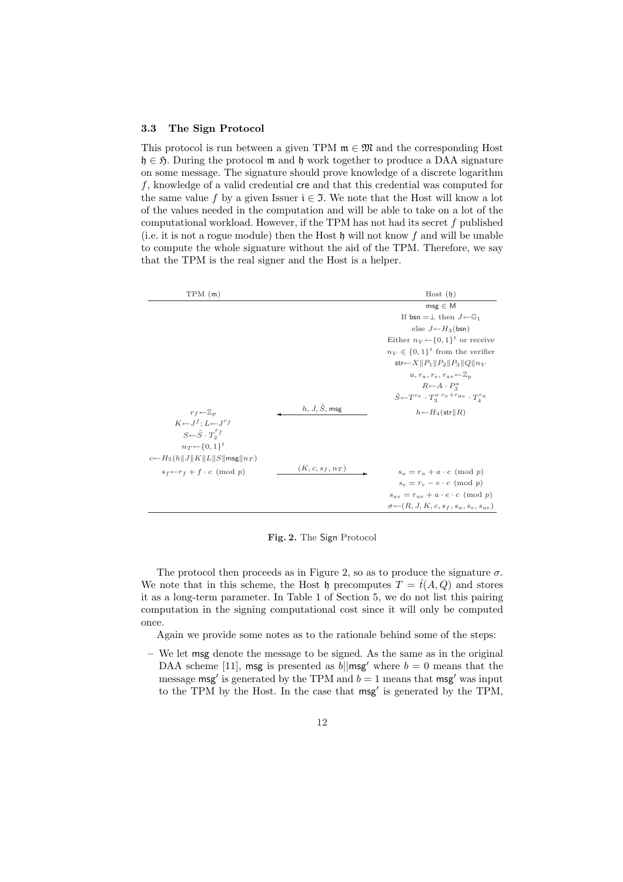### 3.3 The Sign Protocol

This protocol is run between a given TPM $\mathfrak{m} \in \mathfrak{M}$ and the corresponding Host $\mathfrak{h} \in \mathfrak{H}$. During the protocol $\mathfrak{m}$ and $\mathfrak{h}$ work together to produce a DAA signature on some message. The signature should prove knowledge of a discrete logarithm $f$, knowledge of a valid credential $\mathsf{cre}$ and that this credential was computed for the same value $f$ by a given Issuer $\mathfrak{i} \in \mathfrak{I}$. We note that the Host will know a lot of the values needed in the computation and will be able to take on a lot of the computational workload. However, if the TPM has not had its secret $f$ published (i.e. it is not a rogue module) then the Host $\mathfrak{h}$ will not know $f$ and will be unable to compute the whole signature without the aid of the TPM. Therefore, we say that the TPM is the real signer and the Host is a helper.

| TPM ($\mathfrak{m}$) | | Host ($\mathfrak{h}$) |
|---|---|---|
| | | $\mathsf{msg} \in \mathsf{M}$ |
| | | If $\mathsf{bsn} = \perp$ then $J \leftarrow \mathbb{G}_1$ |
| | | else $J \leftarrow H_3(\mathsf{bsn})$ |
| | | Either $n_V \leftarrow \{0,1\}^t$ or receive |
| | | $n_V \in \{0,1\}^t$ from the verifier |
| | | $\mathsf{str} \leftarrow X \| P_1 \| P_2 \| P_3 \| Q \| n_V$ |
| | | $a, r_a, r_e, r_{ae} \leftarrow \mathbb{Z}_p$ |
| | | $R \leftarrow A \cdot P_3^a$ |
| | | $\hat{S} \leftarrow T^{r_e} \cdot T_3^{a \cdot r_e + r_{ae}} \cdot T_4^{r_a}$ |
| $r_f \leftarrow \mathbb{Z}_p$ | $\xleftarrow{\quad h,\, J,\, \hat{S},\, \mathsf{msg} \quad}$ | $h \leftarrow H_4(\mathsf{str} \| R)$ |
| $K \leftarrow J^f;\ L \leftarrow J^{r_f}$ | | |
| $S \leftarrow \hat{S} \cdot T_2^{r_f}$ | | |
| $n_T \leftarrow \{0,1\}^t$ | | |
| $c \leftarrow H_5(h \| J \| K \| L \| S \| \mathsf{msg} \| n_T)$ | | |
| $s_f \leftarrow r_f + f \cdot c \pmod p$ | $\xrightarrow{\quad (K, c, s_f, n_T) \quad}$ | $s_a = r_a + a \cdot c \pmod p$ |
| | | $s_e = r_e - e \cdot c \pmod p$ |
| | | $s_{ae} = r_{ae} + a \cdot e \cdot c \pmod p$ |
| | | $\sigma \leftarrow (R, J, K, c, s_f, s_a, s_e, s_{ae})$ |

**Fig. 2.** The $\mathsf{Sign}$ Protocol

The protocol then proceeds as in Figure 2, so as to produce the signature $\sigma$. We note that in this scheme, the Host $\mathfrak{h}$ precomputes $T = \hat{t}(A, Q)$ and stores it as a long-term parameter. In Table 1 of Section 5, we do not list this pairing computation in the signing computational cost since it will only be computed once.

Again we provide some notes as to the rationale behind some of the steps:

– We let $\mathsf{msg}$ denote the message to be signed. As the same as in the original DAA scheme [11], $\mathsf{msg}$ is presented as $b \| \mathsf{msg}'$ where $b = 0$ means that the message $\mathsf{msg}'$ is generated by the TPM and $b = 1$ means that $\mathsf{msg}'$ was input to the TPM by the Host. In the case that $\mathsf{msg}'$ is generated by the TPM,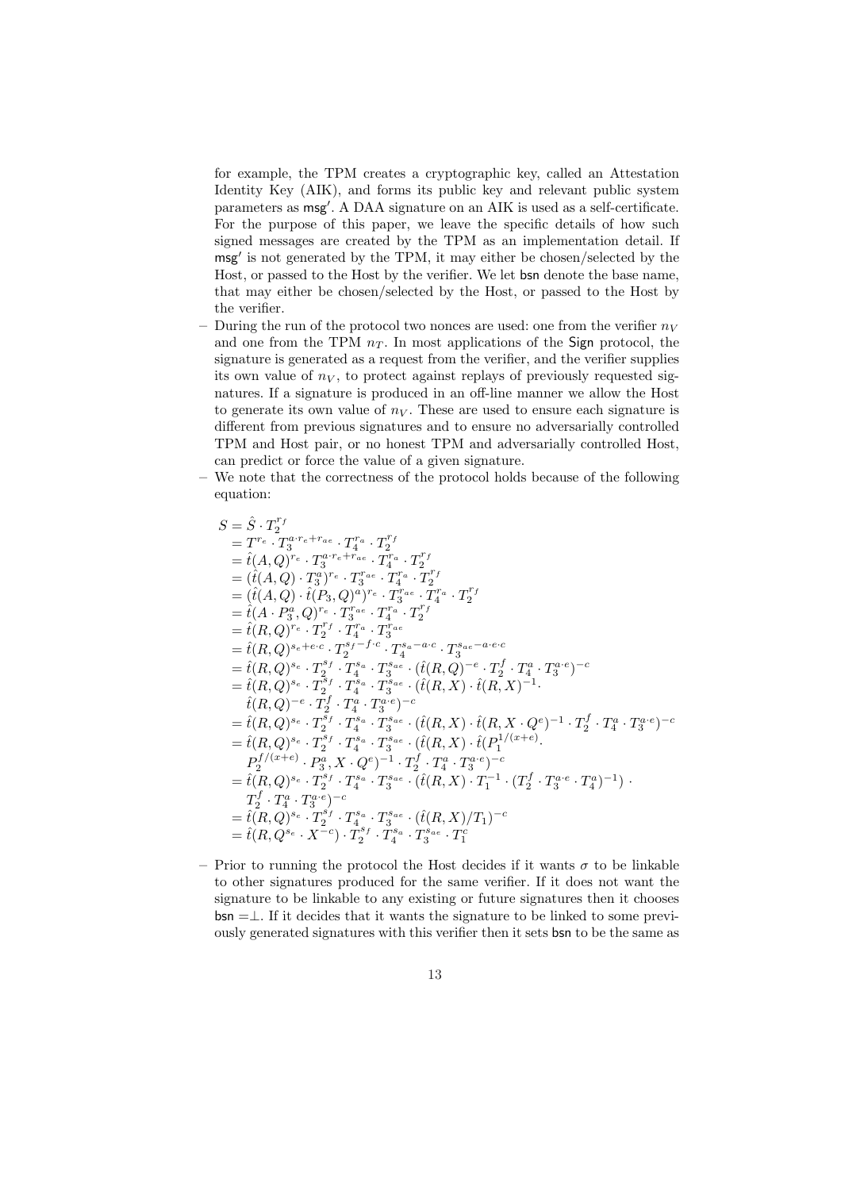for example, the TPM creates a cryptographic key, called an Attestation Identity Key (AIK), and forms its public key and relevant public system parameters as $\mathsf{msg}'$. A DAA signature on an AIK is used as a self-certificate. For the purpose of this paper, we leave the specific details of how such signed messages are created by the TPM as an implementation detail. If $\mathsf{msg}'$ is not generated by the TPM, it may either be chosen/selected by the Host, or passed to the Host by the verifier. We let $\mathsf{bsn}$ denote the base name, that may either be chosen/selected by the Host, or passed to the Host by the verifier.

- During the run of the protocol two nonces are used: one from the verifier $n_V$ and one from the TPM $n_T$. In most applications of the $\mathsf{Sign}$ protocol, the signature is generated as a request from the verifier, and the verifier supplies its own value of $n_V$, to protect against replays of previously requested signatures. If a signature is produced in an off-line manner we allow the Host to generate its own value of $n_V$. These are used to ensure each signature is different from previous signatures and to ensure no adversarially controlled TPM and Host pair, or no honest TPM and adversarially controlled Host, can predict or force the value of a given signature.
- We note that the correctness of the protocol holds because of the following equation:

$$
\begin{aligned}
S &= \hat{S} \cdot T_2^{r_f} \\
&= T^{r_e} \cdot T_3^{a \cdot r_e + r_{ae}} \cdot T_4^{r_a} \cdot T_2^{r_f} \\
&= \hat{t}(A, Q)^{r_e} \cdot T_3^{a \cdot r_e + r_{ae}} \cdot T_4^{r_a} \cdot T_2^{r_f} \\
&= (\hat{t}(A, Q) \cdot T_3^{a})^{r_e} \cdot T_3^{r_{ae}} \cdot T_4^{r_a} \cdot T_2^{r_f} \\
&= (\hat{t}(A, Q) \cdot \hat{t}(P_3, Q)^{a})^{r_e} \cdot T_3^{r_{ae}} \cdot T_4^{r_a} \cdot T_2^{r_f} \\
&= \hat{t}(A \cdot P_3^{a}, Q)^{r_e} \cdot T_3^{r_{ae}} \cdot T_4^{r_a} \cdot T_2^{r_f} \\
&= \hat{t}(R, Q)^{r_e} \cdot T_2^{r_f} \cdot T_4^{r_a} \cdot T_3^{r_{ae}} \\
&= \hat{t}(R, Q)^{s_e + e \cdot c} \cdot T_2^{s_f - f \cdot c} \cdot T_4^{s_a - a \cdot c} \cdot T_3^{s_{ae} - a \cdot e \cdot c} \\
&= \hat{t}(R, Q)^{s_e} \cdot T_2^{s_f} \cdot T_4^{s_a} \cdot T_3^{s_{ae}} \cdot (\hat{t}(R, Q)^{-e} \cdot T_2^{f} \cdot T_4^{a} \cdot T_3^{a \cdot e})^{-c} \\
&= \hat{t}(R, Q)^{s_e} \cdot T_2^{s_f} \cdot T_4^{s_a} \cdot T_3^{s_{ae}} \cdot (\hat{t}(R, X) \cdot \hat{t}(R, X)^{-1} \cdot \\
&\quad \hat{t}(R, Q)^{-e} \cdot T_2^{f} \cdot T_4^{a} \cdot T_3^{a \cdot e})^{-c} \\
&= \hat{t}(R, Q)^{s_e} \cdot T_2^{s_f} \cdot T_4^{s_a} \cdot T_3^{s_{ae}} \cdot (\hat{t}(R, X) \cdot \hat{t}(R, X \cdot Q^{e})^{-1} \cdot T_2^{f} \cdot T_4^{a} \cdot T_3^{a \cdot e})^{-c} \\
&= \hat{t}(R, Q)^{s_e} \cdot T_2^{s_f} \cdot T_4^{s_a} \cdot T_3^{s_{ae}} \cdot (\hat{t}(R, X) \cdot \hat{t}(P_1^{1/(x+e)} \cdot \\
&\quad P_2^{f/(x+e)} \cdot P_3^{a}, X \cdot Q^{e})^{-1} \cdot T_2^{f} \cdot T_4^{a} \cdot T_3^{a \cdot e})^{-c} \\
&= \hat{t}(R, Q)^{s_e} \cdot T_2^{s_f} \cdot T_4^{s_a} \cdot T_3^{s_{ae}} \cdot (\hat{t}(R, X) \cdot T_1^{-1} \cdot (T_2^{f} \cdot T_3^{a \cdot e} \cdot T_4^{a})^{-1}) \cdot \\
&\quad T_2^{f} \cdot T_4^{a} \cdot T_3^{a \cdot e})^{-c} \\
&= \hat{t}(R, Q)^{s_e} \cdot T_2^{s_f} \cdot T_4^{s_a} \cdot T_3^{s_{ae}} \cdot (\hat{t}(R, X)/T_1)^{-c} \\
&= \hat{t}(R, Q^{s_e} \cdot X^{-c}) \cdot T_2^{s_f} \cdot T_4^{s_a} \cdot T_3^{s_{ae}} \cdot T_1^{c}
\end{aligned}
$$

- Prior to running the protocol the Host decides if it wants $\sigma$ to be linkable to other signatures produced for the same verifier. If it does not want the signature to be linkable to any existing or future signatures then it chooses $\mathsf{bsn} = \perp$. If it decides that it wants the signature to be linked to some previously generated signatures with this verifier then it sets $\mathsf{bsn}$ to be the same as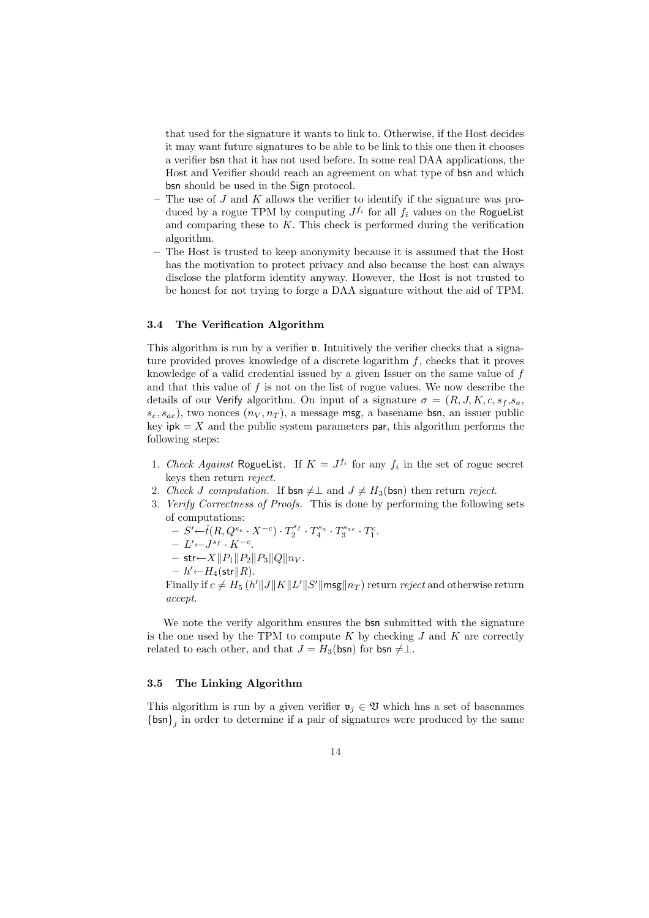that used for the signature it wants to link to. Otherwise, if the Host decides it may want future signatures to be able to be link to this one then it chooses a verifier bsn that it has not used before. In some real DAA applications, the Host and Verifier should reach an agreement on what type of bsn and which bsn should be used in the Sign protocol.

- The use of $J$ and $K$ allows the verifier to identify if the signature was produced by a rogue TPM by computing $J^{f_i}$ for all $f_i$ values on the RogueList and comparing these to $K$. This check is performed during the verification algorithm.
- The Host is trusted to keep anonymity because it is assumed that the Host has the motivation to protect privacy and also because the host can always disclose the platform identity anyway. However, the Host is not trusted to be honest for not trying to forge a DAA signature without the aid of TPM.

### 3.4 The Verification Algorithm

This algorithm is run by a verifier $\mathfrak{v}$. Intuitively the verifier checks that a signature provided proves knowledge of a discrete logarithm $f$, checks that it proves knowledge of a valid credential issued by a given Issuer on the same value of $f$ and that this value of $f$ is not on the list of rogue values. We now describe the details of our Verify algorithm. On input of a signature $\sigma = (R, J, K, c, s_f, s_a, s_e, s_{ae})$, two nonces $(n_V, n_T)$, a message msg, a basename bsn, an issuer public key $\mathsf{ipk} = X$ and the public system parameters par, this algorithm performs the following steps:

1. *Check Against* RogueList. If $K = J^{f_i}$ for any $f_i$ in the set of rogue secret keys then return *reject*.
2. *Check J computation.* If $\mathsf{bsn} \neq \perp$ and $J \neq H_3(\mathsf{bsn})$ then return *reject*.
3. *Verify Correctness of Proofs.* This is done by performing the following sets of computations:
   - $S' \leftarrow \hat{t}(R, Q^{s_e} \cdot X^{-c}) \cdot T_2^{s_f} \cdot T_4^{s_a} \cdot T_3^{s_{ae}} \cdot T_1^c$.
   - $L' \leftarrow J^{s_f} \cdot K^{-c}$.
   - $\mathsf{str} \leftarrow X \| P_1 \| P_2 \| P_3 \| Q \| n_V$.
   - $h' \leftarrow H_4(\mathsf{str} \| R)$.

   Finally if $c \neq H_5\left(h' \| J \| K \| L' \| S' \| \mathsf{msg} \| n_T\right)$ return *reject* and otherwise return *accept*.

We note the verify algorithm ensures the bsn submitted with the signature is the one used by the TPM to compute $K$ by checking $J$ and $K$ are correctly related to each other, and that $J = H_3(\mathsf{bsn})$ for $\mathsf{bsn} \neq \perp$.

### 3.5 The Linking Algorithm

This algorithm is run by a given verifier $\mathfrak{v}_j \in \mathfrak{V}$ which has a set of basenames $\{\mathsf{bsn}\}_j$ in order to determine if a pair of signatures were produced by the same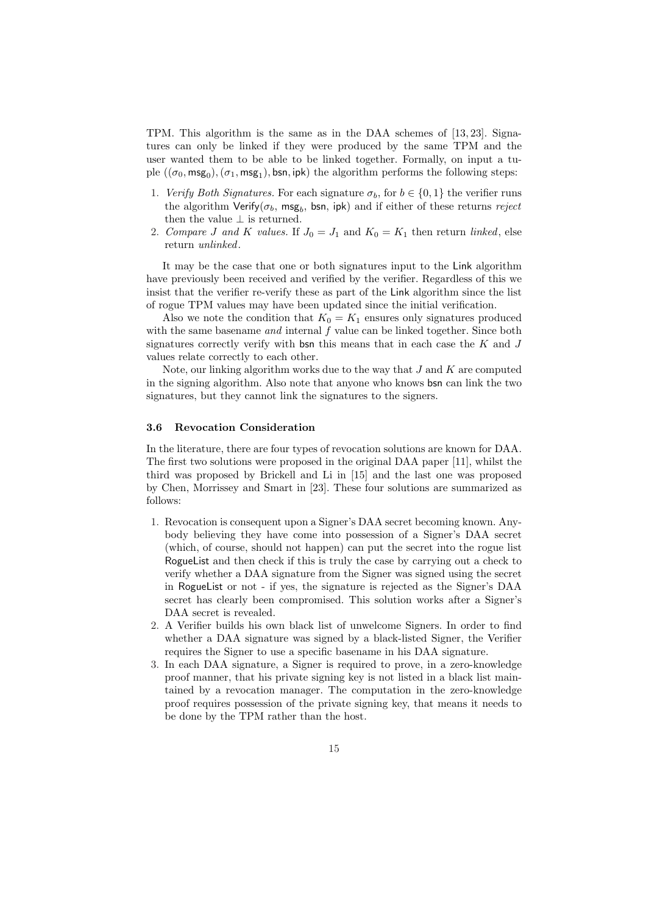TPM. This algorithm is the same as in the DAA schemes of [13, 23]. Signatures can only be linked if they were produced by the same TPM and the user wanted them to be able to be linked together. Formally, on input a tuple $((\sigma_0, \mathsf{msg}_0), (\sigma_1, \mathsf{msg}_1), \mathsf{bsn}, \mathsf{ipk})$ the algorithm performs the following steps:

1. *Verify Both Signatures.* For each signature $\sigma_b$, for $b \in \{0, 1\}$ the verifier runs the algorithm $\mathsf{Verify}(\sigma_b, \mathsf{msg}_b, \mathsf{bsn}, \mathsf{ipk})$ and if either of these returns *reject* then the value $\perp$ is returned.
2. *Compare J and K values.* If $J_0 = J_1$ and $K_0 = K_1$ then return *linked*, else return *unlinked*.

It may be the case that one or both signatures input to the Link algorithm have previously been received and verified by the verifier. Regardless of this we insist that the verifier re-verify these as part of the Link algorithm since the list of rogue TPM values may have been updated since the initial verification.

Also we note the condition that $K_0 = K_1$ ensures only signatures produced with the same basename *and* internal $f$ value can be linked together. Since both signatures correctly verify with bsn this means that in each case the $K$ and $J$ values relate correctly to each other.

Note, our linking algorithm works due to the way that $J$ and $K$ are computed in the signing algorithm. Also note that anyone who knows bsn can link the two signatures, but they cannot link the signatures to the signers.

### 3.6 Revocation Consideration

In the literature, there are four types of revocation solutions are known for DAA. The first two solutions were proposed in the original DAA paper [11], whilst the third was proposed by Brickell and Li in [15] and the last one was proposed by Chen, Morrissey and Smart in [23]. These four solutions are summarized as follows:

1. Revocation is consequent upon a Signer's DAA secret becoming known. Anybody believing they have come into possession of a Signer's DAA secret (which, of course, should not happen) can put the secret into the rogue list RogueList and then check if this is truly the case by carrying out a check to verify whether a DAA signature from the Signer was signed using the secret in RogueList or not - if yes, the signature is rejected as the Signer's DAA secret has clearly been compromised. This solution works after a Signer's DAA secret is revealed.
2. A Verifier builds his own black list of unwelcome Signers. In order to find whether a DAA signature was signed by a black-listed Signer, the Verifier requires the Signer to use a specific basename in his DAA signature.
3. In each DAA signature, a Signer is required to prove, in a zero-knowledge proof manner, that his private signing key is not listed in a black list maintained by a revocation manager. The computation in the zero-knowledge proof requires possession of the private signing key, that means it needs to be done by the TPM rather than the host.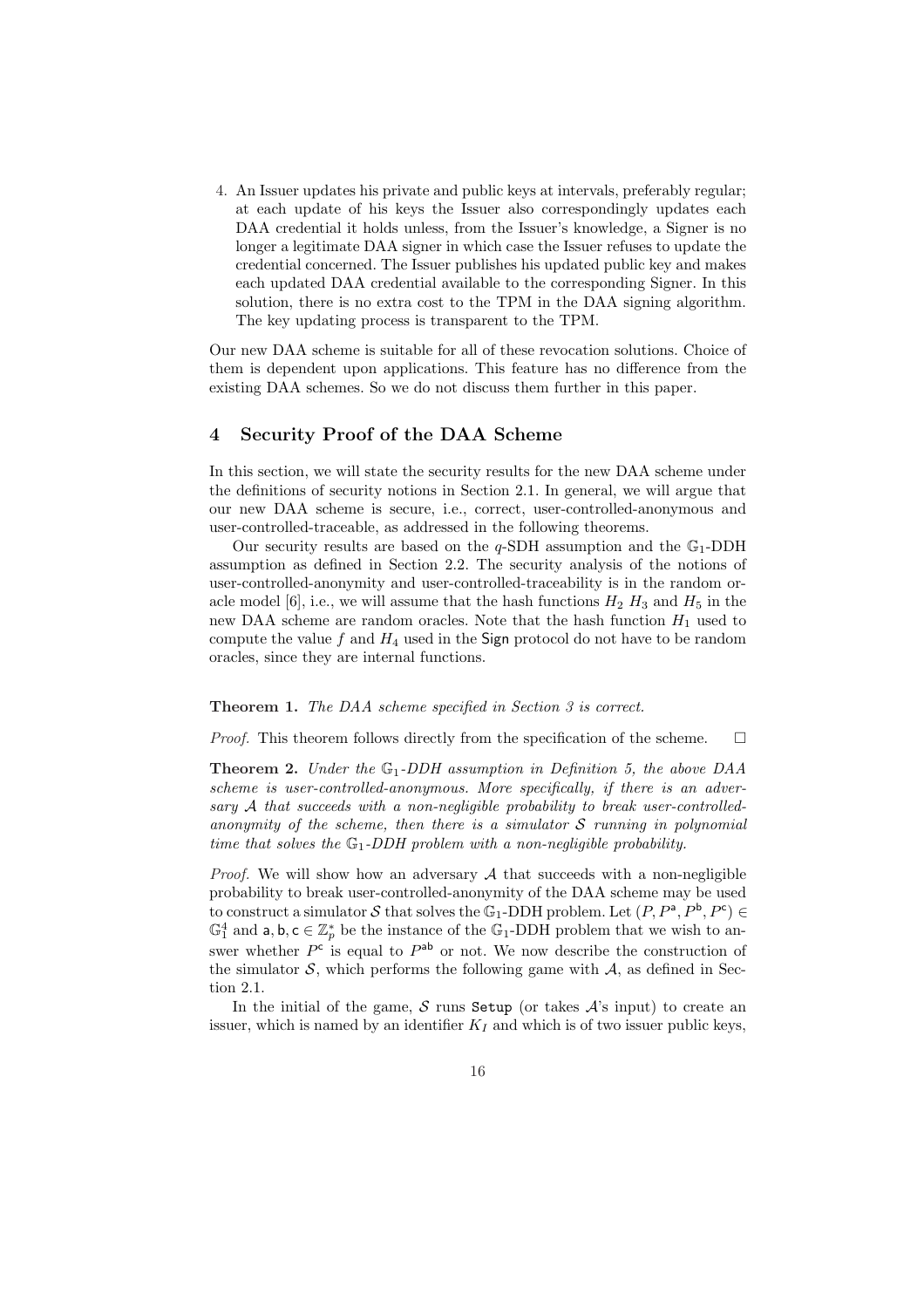4. An Issuer updates his private and public keys at intervals, preferably regular; at each update of his keys the Issuer also correspondingly updates each DAA credential it holds unless, from the Issuer's knowledge, a Signer is no longer a legitimate DAA signer in which case the Issuer refuses to update the credential concerned. The Issuer publishes his updated public key and makes each updated DAA credential available to the corresponding Signer. In this solution, there is no extra cost to the TPM in the DAA signing algorithm. The key updating process is transparent to the TPM.

Our new DAA scheme is suitable for all of these revocation solutions. Choice of them is dependent upon applications. This feature has no difference from the existing DAA schemes. So we do not discuss them further in this paper.

## 4 Security Proof of the DAA Scheme

In this section, we will state the security results for the new DAA scheme under the definitions of security notions in Section 2.1. In general, we will argue that our new DAA scheme is secure, i.e., correct, user-controlled-anonymous and user-controlled-traceable, as addressed in the following theorems.

Our security results are based on the $q$-SDH assumption and the $\mathbb{G}_1$-DDH assumption as defined in Section 2.2. The security analysis of the notions of user-controlled-anonymity and user-controlled-traceability is in the random oracle model [6], i.e., we will assume that the hash functions $H_2$ $H_3$ and $H_5$ in the new DAA scheme are random oracles. Note that the hash function $H_1$ used to compute the value $f$ and $H_4$ used in the Sign protocol do not have to be random oracles, since they are internal functions.

**Theorem 1.** *The DAA scheme specified in Section 3 is correct.*

*Proof.* This theorem follows directly from the specification of the scheme. □

**Theorem 2.** *Under the $\mathbb{G}_1$-DDH assumption in Definition 5, the above DAA scheme is user-controlled-anonymous. More specifically, if there is an adversary $\mathcal{A}$ that succeeds with a non-negligible probability to break user-controlled-anonymity of the scheme, then there is a simulator $\mathcal{S}$ running in polynomial time that solves the $\mathbb{G}_1$-DDH problem with a non-negligible probability.*

*Proof.* We will show how an adversary $\mathcal{A}$ that succeeds with a non-negligible probability to break user-controlled-anonymity of the DAA scheme may be used to construct a simulator $\mathcal{S}$ that solves the $\mathbb{G}_1$-DDH problem. Let $(P, P^{\mathsf{a}}, P^{\mathsf{b}}, P^{\mathsf{c}}) \in \mathbb{G}_1^4$ and $\mathsf{a}, \mathsf{b}, \mathsf{c} \in \mathbb{Z}_p^*$ be the instance of the $\mathbb{G}_1$-DDH problem that we wish to answer whether $P^{\mathsf{c}}$ is equal to $P^{\mathsf{ab}}$ or not. We now describe the construction of the simulator $\mathcal{S}$, which performs the following game with $\mathcal{A}$, as defined in Section 2.1.

In the initial of the game, $\mathcal{S}$ runs Setup (or takes $\mathcal{A}$'s input) to create an issuer, which is named by an identifier $K_I$ and which is of two issuer public keys,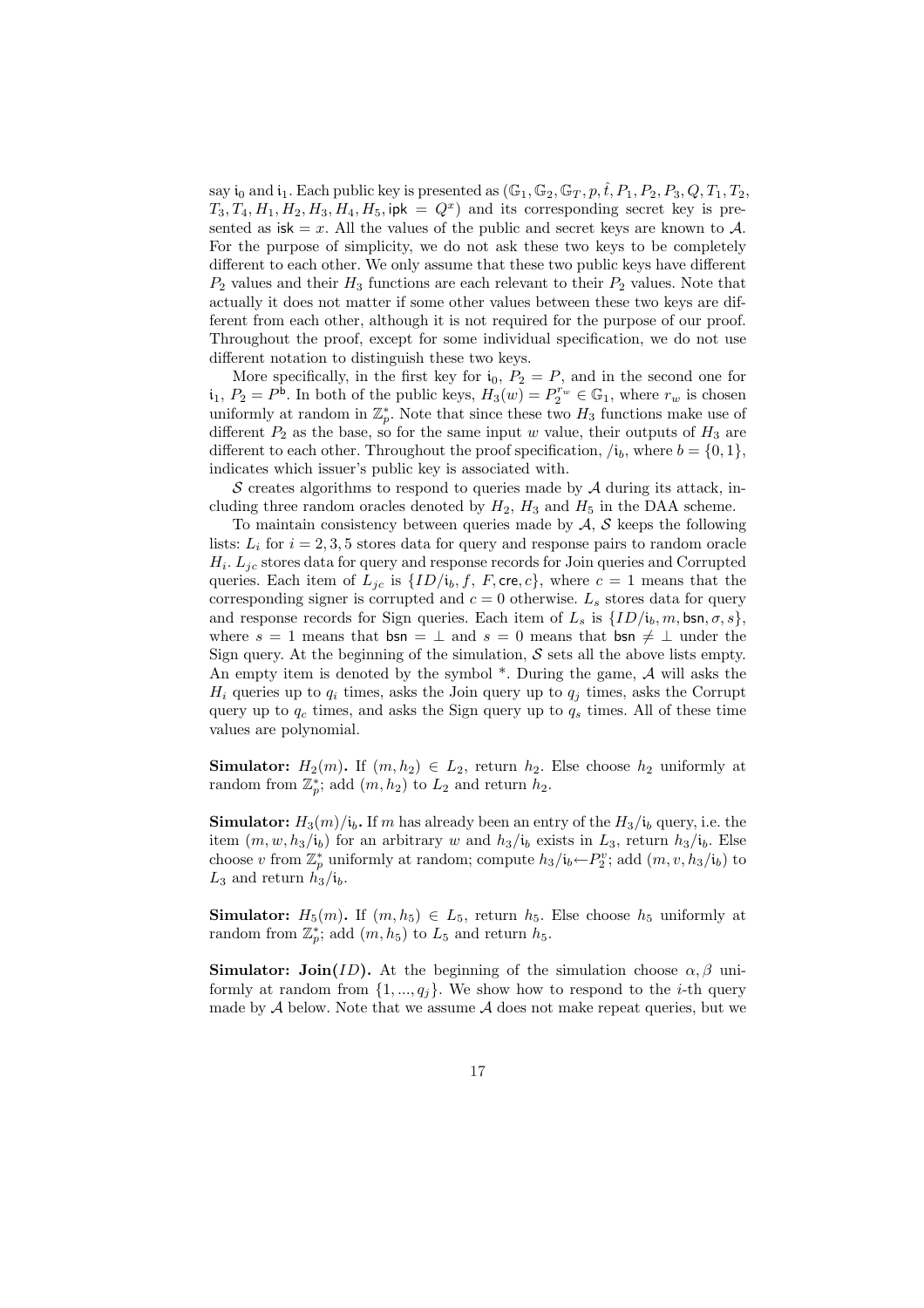say $\mathfrak{i}_0$ and $\mathfrak{i}_1$. Each public key is presented as $(\mathbb{G}_1, \mathbb{G}_2, \mathbb{G}_T, p, \hat{t}, P_1, P_2, P_3, Q, T_1, T_2, T_3, T_4, H_1, H_2, H_3, H_4, H_5, \mathsf{ipk} = Q^x)$ and its corresponding secret key is presented as $\mathsf{isk} = x$. All the values of the public and secret keys are known to $\mathcal{A}$. For the purpose of simplicity, we do not ask these two keys to be completely different to each other. We only assume that these two public keys have different $P_2$ values and their $H_3$ functions are each relevant to their $P_2$ values. Note that actually it does not matter if some other values between these two keys are different from each other, although it is not required for the purpose of our proof. Throughout the proof, except for some individual specification, we do not use different notation to distinguish these two keys.

More specifically, in the first key for $\mathfrak{i}_0$, $P_2 = P$, and in the second one for $\mathfrak{i}_1$, $P_2 = P^{\mathsf{b}}$. In both of the public keys, $H_3(w) = P_2^{r_w} \in \mathbb{G}_1$, where $r_w$ is chosen uniformly at random in $\mathbb{Z}_p^*$. Note that since these two $H_3$ functions make use of different $P_2$ as the base, so for the same input $w$ value, their outputs of $H_3$ are different to each other. Throughout the proof specification, $/\mathfrak{i}_b$, where $b = \{0, 1\}$, indicates which issuer's public key is associated with.

$\mathcal{S}$ creates algorithms to respond to queries made by $\mathcal{A}$ during its attack, including three random oracles denoted by $H_2$, $H_3$ and $H_5$ in the DAA scheme.

To maintain consistency between queries made by $\mathcal{A}$, $\mathcal{S}$ keeps the following lists: $L_i$ for $i = 2, 3, 5$ stores data for query and response pairs to random oracle $H_i$. $L_{jc}$ stores data for query and response records for Join queries and Corrupted queries. Each item of $L_{jc}$ is $\{ID/\mathfrak{i}_b, f, F, \mathsf{cre}, c\}$, where $c = 1$ means that the corresponding signer is corrupted and $c = 0$ otherwise. $L_s$ stores data for query and response records for Sign queries. Each item of $L_s$ is $\{ID/\mathfrak{i}_b, m, \mathsf{bsn}, \sigma, s\}$, where $s = 1$ means that $\mathsf{bsn} = \perp$ and $s = 0$ means that $\mathsf{bsn} \neq \perp$ under the Sign query. At the beginning of the simulation, $\mathcal{S}$ sets all the above lists empty. An empty item is denoted by the symbol *. During the game, $\mathcal{A}$ will asks the $H_i$ queries up to $q_i$ times, asks the Join query up to $q_j$ times, asks the Corrupt query up to $q_c$ times, and asks the Sign query up to $q_s$ times. All of these time values are polynomial.

**Simulator:** $H_2(m)$**.** If $(m, h_2) \in L_2$, return $h_2$. Else choose $h_2$ uniformly at random from $\mathbb{Z}_p^*$; add $(m, h_2)$ to $L_2$ and return $h_2$.

**Simulator:** $H_3(m)/\mathfrak{i}_b$**.** If $m$ has already been an entry of the $H_3/\mathfrak{i}_b$ query, i.e. the item $(m, w, h_3/\mathfrak{i}_b)$ for an arbitrary $w$ and $h_3/\mathfrak{i}_b$ exists in $L_3$, return $h_3/\mathfrak{i}_b$. Else choose $v$ from $\mathbb{Z}_p^*$ uniformly at random; compute $h_3/\mathfrak{i}_b \leftarrow P_2^v$; add $(m, v, h_3/\mathfrak{i}_b)$ to $L_3$ and return $h_3/\mathfrak{i}_b$.

**Simulator:** $H_5(m)$**.** If $(m, h_5) \in L_5$, return $h_5$. Else choose $h_5$ uniformly at random from $\mathbb{Z}_p^*$; add $(m, h_5)$ to $L_5$ and return $h_5$.

**Simulator: Join(**$ID$**).** At the beginning of the simulation choose $\alpha, \beta$ uniformly at random from $\{1, ..., q_j\}$. We show how to respond to the $i$-th query made by $\mathcal{A}$ below. Note that we assume $\mathcal{A}$ does not make repeat queries, but we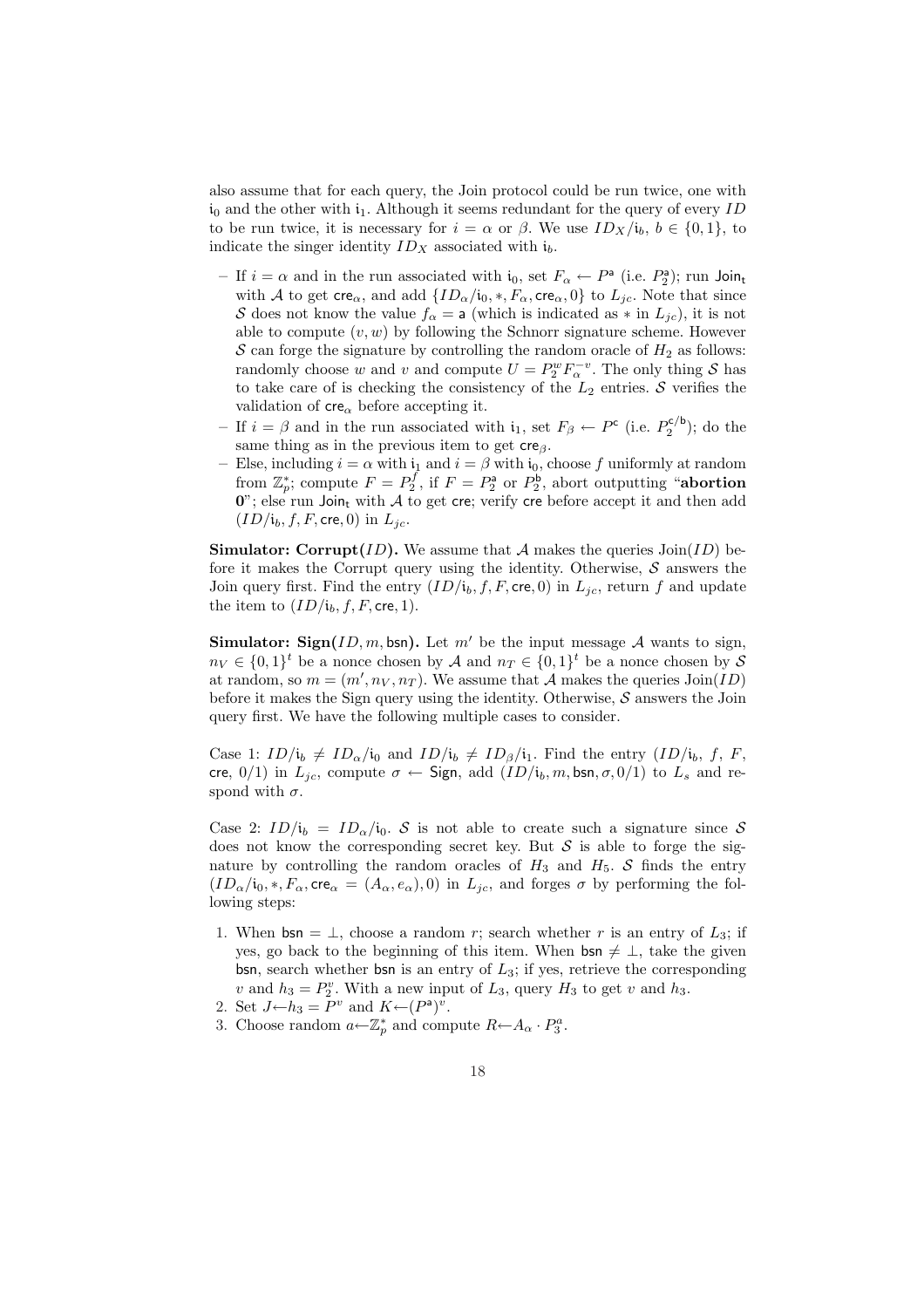also assume that for each query, the Join protocol could be run twice, one with $\mathsf{i}_0$ and the other with $\mathsf{i}_1$. Although it seems redundant for the query of every $ID$ to be run twice, it is necessary for $i = \alpha$ or $\beta$. We use $ID_X/\mathsf{i}_b$, $b \in \{0, 1\}$, to indicate the singer identity $ID_X$ associated with $\mathsf{i}_b$.

- If $i = \alpha$ and in the run associated with $\mathsf{i}_0$, set $F_\alpha \leftarrow P^{\mathsf{a}}$ (i.e. $P_2^{\mathsf{a}}$); run $\mathsf{Join_t}$ with $\mathcal{A}$ to get $\mathsf{cre}_\alpha$, and add $\{ID_\alpha/\mathsf{i}_0, *, F_\alpha, \mathsf{cre}_\alpha, 0\}$ to $L_{jc}$. Note that since $\mathcal{S}$ does not know the value $f_\alpha = \mathsf{a}$ (which is indicated as $*$ in $L_{jc}$), it is not able to compute $(v, w)$ by following the Schnorr signature scheme. However $\mathcal{S}$ can forge the signature by controlling the random oracle of $H_2$ as follows: randomly choose $w$ and $v$ and compute $U = P_2^w F_\alpha^{-v}$. The only thing $\mathcal{S}$ has to take care of is checking the consistency of the $L_2$ entries. $\mathcal{S}$ verifies the validation of $\mathsf{cre}_\alpha$ before accepting it.
- If $i = \beta$ and in the run associated with $\mathsf{i}_1$, set $F_\beta \leftarrow P^{\mathsf{c}}$ (i.e. $P_2^{\mathsf{c/b}}$); do the same thing as in the previous item to get $\mathsf{cre}_\beta$.
- Else, including $i = \alpha$ with $\mathsf{i}_1$ and $i = \beta$ with $\mathsf{i}_0$, choose $f$ uniformly at random from $\mathbb{Z}_p^*$; compute $F = P_2^f$, if $F = P_2^{\mathsf{a}}$ or $P_2^{\mathsf{b}}$, abort outputting "**abortion 0**"; else run $\mathsf{Join_t}$ with $\mathcal{A}$ to get $\mathsf{cre}$; verify $\mathsf{cre}$ before accept it and then add $(ID/\mathsf{i}_b, f, F, \mathsf{cre}, 0)$ in $L_{jc}$.

**Simulator: Corrupt($ID$).** We assume that $\mathcal{A}$ makes the queries Join($ID$) before it makes the Corrupt query using the identity. Otherwise, $\mathcal{S}$ answers the Join query first. Find the entry $(ID/\mathsf{i}_b, f, F, \mathsf{cre}, 0)$ in $L_{jc}$, return $f$ and update the item to $(ID/\mathsf{i}_b, f, F, \mathsf{cre}, 1)$.

**Simulator: Sign($ID, m, \mathsf{bsn}$).** Let $m'$ be the input message $\mathcal{A}$ wants to sign, $n_V \in \{0, 1\}^t$ be a nonce chosen by $\mathcal{A}$ and $n_T \in \{0, 1\}^t$ be a nonce chosen by $\mathcal{S}$ at random, so $m = (m', n_V, n_T)$. We assume that $\mathcal{A}$ makes the queries Join($ID$) before it makes the Sign query using the identity. Otherwise, $\mathcal{S}$ answers the Join query first. We have the following multiple cases to consider.

Case 1: $ID/\mathsf{i}_b \neq ID_\alpha/\mathsf{i}_0$ and $ID/\mathsf{i}_b \neq ID_\beta/\mathsf{i}_1$. Find the entry $(ID/\mathsf{i}_b, f, F, \mathsf{cre}, 0/1)$ in $L_{jc}$, compute $\sigma \leftarrow \mathsf{Sign}$, add $(ID/\mathsf{i}_b, m, \mathsf{bsn}, \sigma, 0/1)$ to $L_s$ and respond with $\sigma$.

Case 2: $ID/\mathsf{i}_b = ID_\alpha/\mathsf{i}_0$. $\mathcal{S}$ is not able to create such a signature since $\mathcal{S}$ does not know the corresponding secret key. But $\mathcal{S}$ is able to forge the signature by controlling the random oracles of $H_3$ and $H_5$. $\mathcal{S}$ finds the entry $(ID_\alpha/\mathsf{i}_0, *, F_\alpha, \mathsf{cre}_\alpha = (A_\alpha, e_\alpha), 0)$ in $L_{jc}$, and forges $\sigma$ by performing the following steps:

1. When $\mathsf{bsn} = \perp$, choose a random $r$; search whether $r$ is an entry of $L_3$; if yes, go back to the beginning of this item. When $\mathsf{bsn} \neq \perp$, take the given $\mathsf{bsn}$, search whether $\mathsf{bsn}$ is an entry of $L_3$; if yes, retrieve the corresponding $v$ and $h_3 = P_2^v$. With a new input of $L_3$, query $H_3$ to get $v$ and $h_3$.
2. Set $J \leftarrow h_3 = P^v$ and $K \leftarrow (P^{\mathsf{a}})^v$.
3. Choose random $a \leftarrow \mathbb{Z}_p^*$ and compute $R \leftarrow A_\alpha \cdot P_3^a$.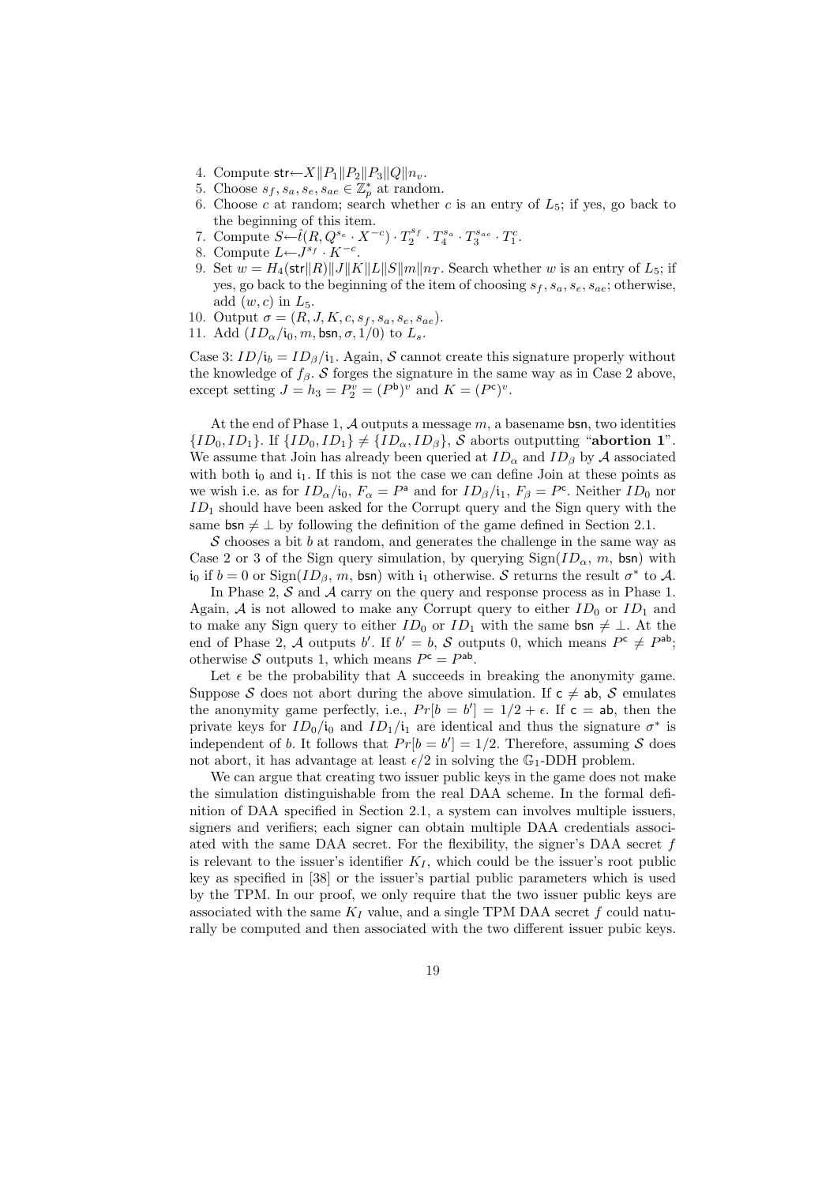4. Compute $\mathsf{str} \leftarrow X \| P_1 \| P_2 \| P_3 \| Q \| n_v$.
5. Choose $s_f, s_a, s_e, s_{ae} \in \mathbb{Z}_p^*$ at random.
6. Choose $c$ at random; search whether $c$ is an entry of $L_5$; if yes, go back to the beginning of this item.
7. Compute $S \leftarrow \hat{t}(R, Q^{s_e} \cdot X^{-c}) \cdot T_2^{s_f} \cdot T_4^{s_a} \cdot T_3^{s_{ae}} \cdot T_1^c$.
8. Compute $L \leftarrow J^{s_f} \cdot K^{-c}$.
9. Set $w = H_4(\mathsf{str} \| R) \| J \| K \| L \| S \| m \| n_T$. Search whether $w$ is an entry of $L_5$; if yes, go back to the beginning of the item of choosing $s_f, s_a, s_e, s_{ae}$; otherwise, add $(w, c)$ in $L_5$.
10. Output $\sigma = (R, J, K, c, s_f, s_a, s_e, s_{ae})$.
11. Add $(ID_\alpha/\mathsf{i}_0, m, \mathsf{bsn}, \sigma, 1/0)$ to $L_s$.

Case 3: $ID/\mathsf{i}_b = ID_\beta/\mathsf{i}_1$. Again, $\mathcal{S}$ cannot create this signature properly without the knowledge of $f_\beta$. $\mathcal{S}$ forges the signature in the same way as in Case 2 above, except setting $J = h_3 = P_2^v = (P^{\mathsf{b}})^v$ and $K = (P^{\mathsf{c}})^v$.

At the end of Phase 1, $\mathcal{A}$ outputs a message $m$, a basename $\mathsf{bsn}$, two identities $\{ID_0, ID_1\}$. If $\{ID_0, ID_1\} \neq \{ID_\alpha, ID_\beta\}$, $\mathcal{S}$ aborts outputting "**abortion 1**". We assume that Join has already been queried at $ID_\alpha$ and $ID_\beta$ by $\mathcal{A}$ associated with both $\mathsf{i}_0$ and $\mathsf{i}_1$. If this is not the case we can define Join at these points as we wish i.e. as for $ID_\alpha/\mathsf{i}_0$, $F_\alpha = P^{\mathsf{a}}$ and for $ID_\beta/\mathsf{i}_1$, $F_\beta = P^{\mathsf{c}}$. Neither $ID_0$ nor $ID_1$ should have been asked for the Corrupt query and the Sign query with the same $\mathsf{bsn} \neq \perp$ by following the definition of the game defined in Section 2.1.

$\mathcal{S}$ chooses a bit $b$ at random, and generates the challenge in the same way as Case 2 or 3 of the Sign query simulation, by querying Sign($ID_\alpha$, $m$, $\mathsf{bsn}$) with $\mathsf{i}_0$ if $b = 0$ or Sign($ID_\beta$, $m$, $\mathsf{bsn}$) with $\mathsf{i}_1$ otherwise. $\mathcal{S}$ returns the result $\sigma^*$ to $\mathcal{A}$.

In Phase 2, $\mathcal{S}$ and $\mathcal{A}$ carry on the query and response process as in Phase 1. Again, $\mathcal{A}$ is not allowed to make any Corrupt query to either $ID_0$ or $ID_1$ and to make any Sign query to either $ID_0$ or $ID_1$ with the same $\mathsf{bsn} \neq \perp$. At the end of Phase 2, $\mathcal{A}$ outputs $b'$. If $b' = b$, $\mathcal{S}$ outputs 0, which means $P^{\mathsf{c}} \neq P^{\mathsf{ab}}$; otherwise $\mathcal{S}$ outputs 1, which means $P^{\mathsf{c}} = P^{\mathsf{ab}}$.

Let $\epsilon$ be the probability that A succeeds in breaking the anonymity game. Suppose $\mathcal{S}$ does not abort during the above simulation. If $\mathsf{c} \neq \mathsf{ab}$, $\mathcal{S}$ emulates the anonymity game perfectly, i.e., $Pr[b = b'] = 1/2 + \epsilon$. If $\mathsf{c} = \mathsf{ab}$, then the private keys for $ID_0/\mathsf{i}_0$ and $ID_1/\mathsf{i}_1$ are identical and thus the signature $\sigma^*$ is independent of $b$. It follows that $Pr[b = b'] = 1/2$. Therefore, assuming $\mathcal{S}$ does not abort, it has advantage at least $\epsilon/2$ in solving the $\mathbb{G}_1$-DDH problem.

We can argue that creating two issuer public keys in the game does not make the simulation distinguishable from the real DAA scheme. In the formal definition of DAA specified in Section 2.1, a system can involves multiple issuers, signers and verifiers; each signer can obtain multiple DAA credentials associated with the same DAA secret. For the flexibility, the signer's DAA secret $f$ is relevant to the issuer's identifier $K_I$, which could be the issuer's root public key as specified in [38] or the issuer's partial public parameters which is used by the TPM. In our proof, we only require that the two issuer public keys are associated with the same $K_I$ value, and a single TPM DAA secret $f$ could naturally be computed and then associated with the two different issuer pubic keys.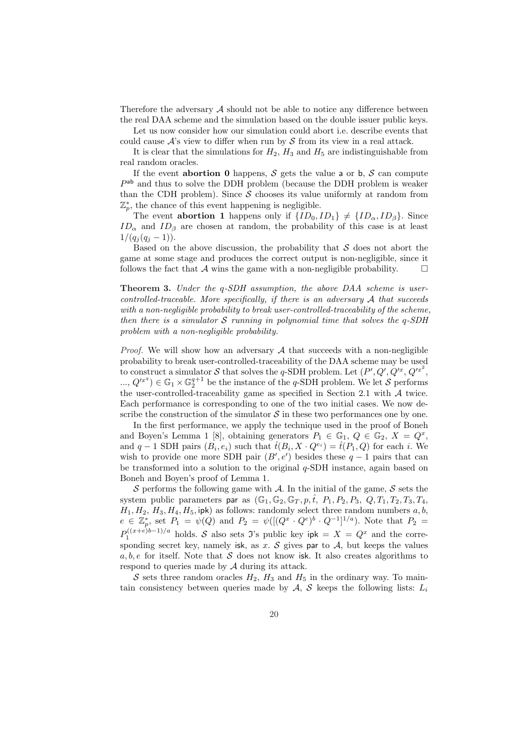Therefore the adversary $\mathcal{A}$ should not be able to notice any difference between the real DAA scheme and the simulation based on the double issuer public keys.

Let us now consider how our simulation could abort i.e. describe events that could cause $\mathcal{A}$'s view to differ when run by $\mathcal{S}$ from its view in a real attack.

It is clear that the simulations for $H_2$, $H_3$ and $H_5$ are indistinguishable from real random oracles.

If the event **abortion 0** happens, $\mathcal{S}$ gets the value $\mathsf{a}$ or $\mathsf{b}$, $\mathcal{S}$ can compute $P^{\mathsf{ab}}$ and thus to solve the DDH problem (because the DDH problem is weaker than the CDH problem). Since $\mathcal{S}$ chooses its value uniformly at random from $\mathbb{Z}_p^*$, the chance of this event happening is negligible.

The event **abortion 1** happens only if $\{ID_0, ID_1\} \neq \{ID_\alpha, ID_\beta\}$. Since $ID_\alpha$ and $ID_\beta$ are chosen at random, the probability of this case is at least $1/(q_j(q_j-1))$.

Based on the above discussion, the probability that $\mathcal{S}$ does not abort the game at some stage and produces the correct output is non-negligible, since it follows the fact that $\mathcal{A}$ wins the game with a non-negligible probability. $\square$

**Theorem 3.** *Under the q-SDH assumption, the above DAA scheme is user-controlled-traceable. More specifically, if there is an adversary $\mathcal{A}$ that succeeds with a non-negligible probability to break user-controlled-traceability of the scheme, then there is a simulator $\mathcal{S}$ running in polynomial time that solves the q-SDH problem with a non-negligible probability.*

*Proof.* We will show how an adversary $\mathcal{A}$ that succeeds with a non-negligible probability to break user-controlled-traceability of the DAA scheme may be used to construct a simulator $\mathcal{S}$ that solves the $q$-SDH problem. Let $(P', Q', Q'^x, Q'^{x^2}, \ldots, Q'^{x^q}) \in \mathbb{G}_1 \times \mathbb{G}_2^{q+1}$ be the instance of the $q$-SDH problem. We let $\mathcal{S}$ performs the user-controlled-traceability game as specified in Section 2.1 with $\mathcal{A}$ twice. Each performance is corresponding to one of the two initial cases. We now describe the construction of the simulator $\mathcal{S}$ in these two performances one by one.

In the first performance, we apply the technique used in the proof of Boneh and Boyen's Lemma 1 [8], obtaining generators $P_1 \in \mathbb{G}_1$, $Q \in \mathbb{G}_2$, $X = Q^x$, and $q-1$ SDH pairs $(B_i, e_i)$ such that $\hat{t}(B_i, X \cdot Q^{e_i}) = \hat{t}(P_1, Q)$ for each $i$. We wish to provide one more SDH pair $(B', e')$ besides these $q-1$ pairs that can be transformed into a solution to the original $q$-SDH instance, again based on Boneh and Boyen's proof of Lemma 1.

$\mathcal{S}$ performs the following game with $\mathcal{A}$. In the initial of the game, $\mathcal{S}$ sets the system public parameters $\mathsf{par}$ as $(\mathbb{G}_1, \mathbb{G}_2, \mathbb{G}_T, p, \hat{t},\ P_1, P_2, P_3,\ Q, T_1, T_2, T_3, T_4,$ $H_1, H_2,\ H_3, H_4, H_5, \mathsf{ipk})$ as follows: randomly select three random numbers $a, b,$ $e \in \mathbb{Z}_p^*$, set $P_1 = \psi(Q)$ and $P_2 = \psi([(Q^x \cdot Q^e)^b \cdot Q^{-1}]^{1/a})$. Note that $P_2 = P_1^{((x+e)b-1)/a}$ holds. $\mathcal{S}$ also sets $\mathfrak{I}$'s public key $\mathsf{ipk} = X = Q^x$ and the corresponding secret key, namely $\mathsf{isk}$, as $x$. $\mathcal{S}$ gives $\mathsf{par}$ to $\mathcal{A}$, but keeps the values $a, b, e$ for itself. Note that $\mathcal{S}$ does not know $\mathsf{isk}$. It also creates algorithms to respond to queries made by $\mathcal{A}$ during its attack.

$\mathcal{S}$ sets three random oracles $H_2$, $H_3$ and $H_5$ in the ordinary way. To maintain consistency between queries made by $\mathcal{A}$, $\mathcal{S}$ keeps the following lists: $L_i$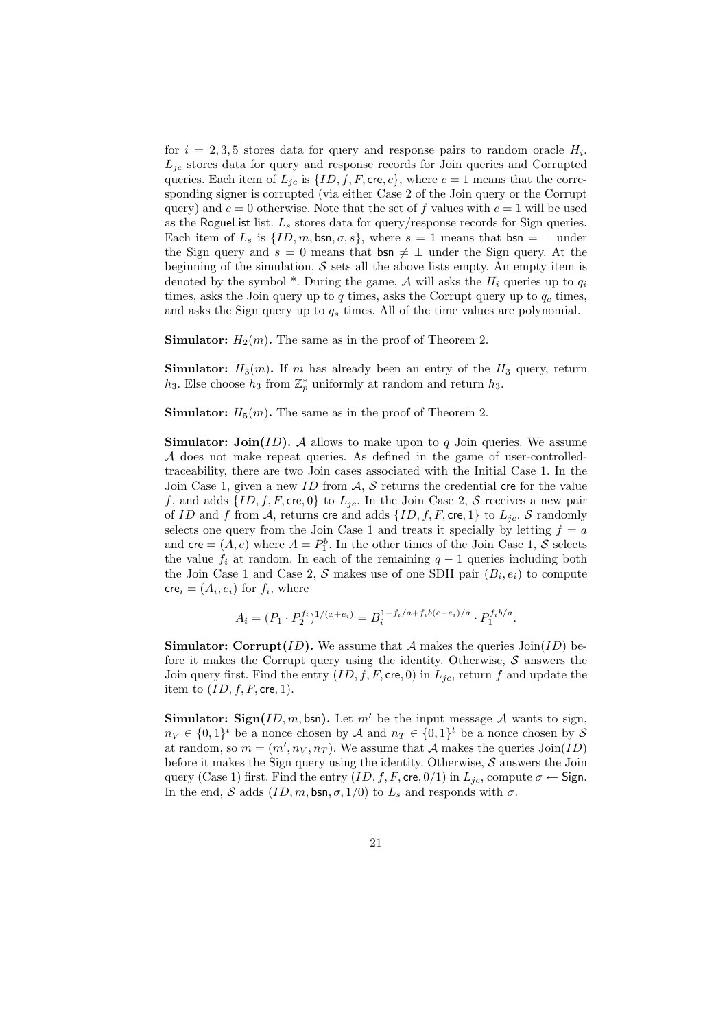for $i = 2, 3, 5$ stores data for query and response pairs to random oracle $H_i$. $L_{jc}$ stores data for query and response records for Join queries and Corrupted queries. Each item of $L_{jc}$ is $\{ID, f, F, \mathsf{cre}, c\}$, where $c = 1$ means that the corresponding signer is corrupted (via either Case 2 of the Join query or the Corrupt query) and $c = 0$ otherwise. Note that the set of $f$ values with $c = 1$ will be used as the $\mathsf{RogueList}$ list. $L_s$ stores data for query/response records for Sign queries. Each item of $L_s$ is $\{ID, m, \mathsf{bsn}, \sigma, s\}$, where $s = 1$ means that $\mathsf{bsn} = \perp$ under the Sign query and $s = 0$ means that $\mathsf{bsn} \neq \perp$ under the Sign query. At the beginning of the simulation, $\mathcal{S}$ sets all the above lists empty. An empty item is denoted by the symbol *. During the game, $\mathcal{A}$ will asks the $H_i$ queries up to $q_i$ times, asks the Join query up to $q$ times, asks the Corrupt query up to $q_c$ times, and asks the Sign query up to $q_s$ times. All of the time values are polynomial.

**Simulator:** $H_2(m)$**.** The same as in the proof of Theorem 2.

**Simulator:** $H_3(m)$**.** If $m$ has already been an entry of the $H_3$ query, return $h_3$. Else choose $h_3$ from $\mathbb{Z}_p^*$ uniformly at random and return $h_3$.

**Simulator:** $H_5(m)$**.** The same as in the proof of Theorem 2.

**Simulator: Join(**$ID$**).** $\mathcal{A}$ allows to make upon to $q$ Join queries. We assume $\mathcal{A}$ does not make repeat queries. As defined in the game of user-controlled-traceability, there are two Join cases associated with the Initial Case 1. In the Join Case 1, given a new $ID$ from $\mathcal{A}$, $\mathcal{S}$ returns the credential $\mathsf{cre}$ for the value $f$, and adds $\{ID, f, F, \mathsf{cre}, 0\}$ to $L_{jc}$. In the Join Case 2, $\mathcal{S}$ receives a new pair of $ID$ and $f$ from $\mathcal{A}$, returns $\mathsf{cre}$ and adds $\{ID, f, F, \mathsf{cre}, 1\}$ to $L_{jc}$. $\mathcal{S}$ randomly selects one query from the Join Case 1 and treats it specially by letting $f = a$ and $\mathsf{cre} = (A, e)$ where $A = P_1^b$. In the other times of the Join Case 1, $\mathcal{S}$ selects the value $f_i$ at random. In each of the remaining $q - 1$ queries including both the Join Case 1 and Case 2, $\mathcal{S}$ makes use of one SDH pair $(B_i, e_i)$ to compute $\mathsf{cre}_i = (A_i, e_i)$ for $f_i$, where

$$A_i = (P_1 \cdot P_2^{f_i})^{1/(x+e_i)} = B_i^{1-f_i/a+f_i b(e-e_i)/a} \cdot P_1^{f_i b/a}.$$

**Simulator: Corrupt(**$ID$**).** We assume that $\mathcal{A}$ makes the queries Join($ID$) before it makes the Corrupt query using the identity. Otherwise, $\mathcal{S}$ answers the Join query first. Find the entry $(ID, f, F, \mathsf{cre}, 0)$ in $L_{jc}$, return $f$ and update the item to $(ID, f, F, \mathsf{cre}, 1)$.

**Simulator: Sign(**$ID, m, \mathsf{bsn}$**).** Let $m'$ be the input message $\mathcal{A}$ wants to sign, $n_V \in \{0, 1\}^t$ be a nonce chosen by $\mathcal{A}$ and $n_T \in \{0, 1\}^t$ be a nonce chosen by $\mathcal{S}$ at random, so $m = (m', n_V, n_T)$. We assume that $\mathcal{A}$ makes the queries Join($ID$) before it makes the Sign query using the identity. Otherwise, $\mathcal{S}$ answers the Join query (Case 1) first. Find the entry $(ID, f, F, \mathsf{cre}, 0/1)$ in $L_{jc}$, compute $\sigma \leftarrow \mathsf{Sign}$. In the end, $\mathcal{S}$ adds $(ID, m, \mathsf{bsn}, \sigma, 1/0)$ to $L_s$ and responds with $\sigma$.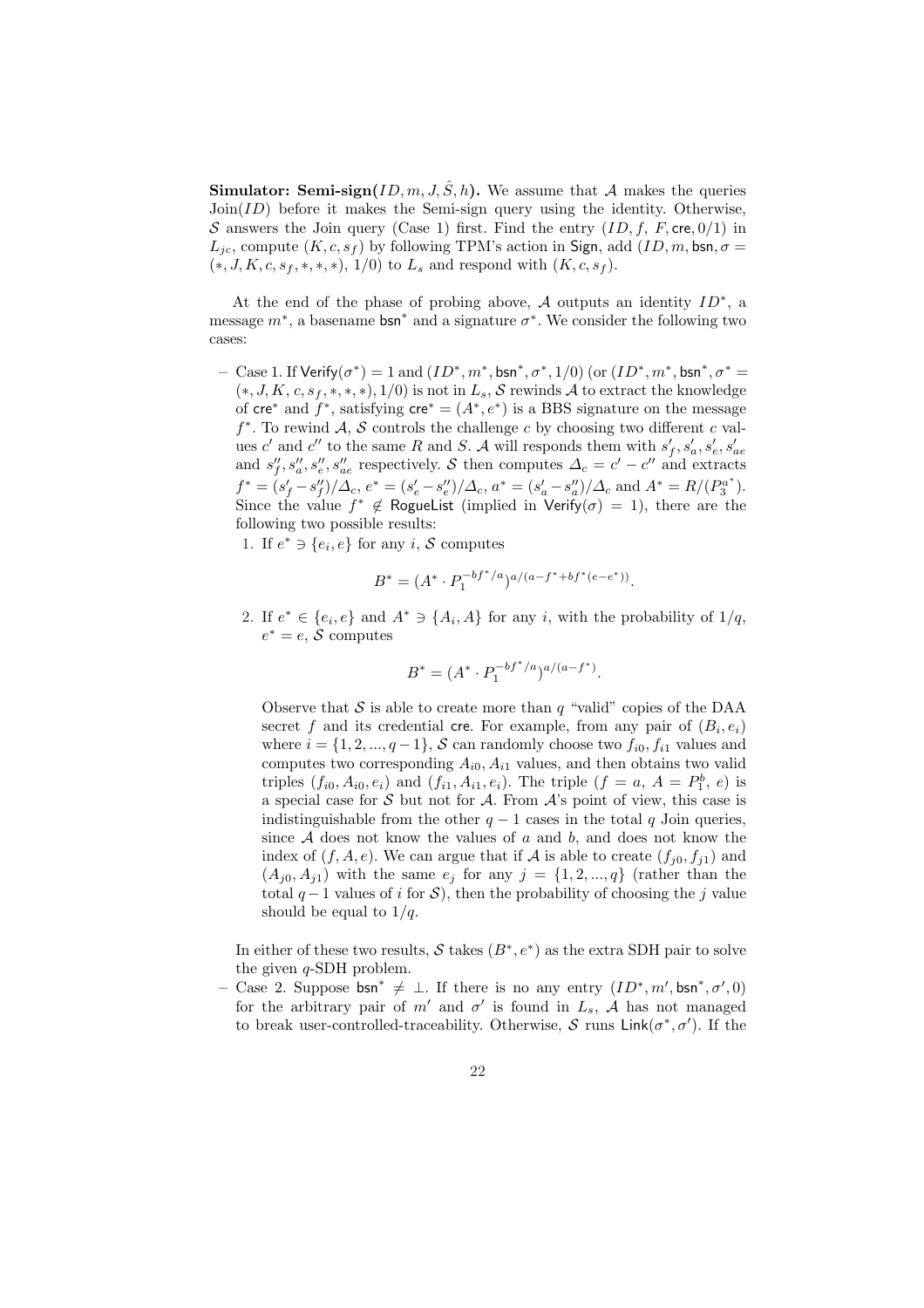**Simulator: Semi-sign($ID, m, J, \hat{S}, h$).** We assume that $\mathcal{A}$ makes the queries Join($ID$) before it makes the Semi-sign query using the identity. Otherwise, $\mathcal{S}$ answers the Join query (Case 1) first. Find the entry $(ID, f, F, \mathsf{cre}, 0/1)$ in $L_{jc}$, compute $(K, c, s_f)$ by following TPM's action in $\mathsf{Sign}$, add $(ID, m, \mathsf{bsn}, \sigma = (*, J, K, c, s_f, *, *, *), 1/0)$ to $L_s$ and respond with $(K, c, s_f)$.

At the end of the phase of probing above, $\mathcal{A}$ outputs an identity $ID^*$, a message $m^*$, a basename $\mathsf{bsn}^*$ and a signature $\sigma^*$. We consider the following two cases:

– Case 1. If $\mathsf{Verify}(\sigma^*) = 1$ and $(ID^*, m^*, \mathsf{bsn}^*, \sigma^*, 1/0)$ (or $(ID^*, m^*, \mathsf{bsn}^*, \sigma^* = (*, J, K, c, s_f, *, *, *), 1/0)$ is not in $L_s$, $\mathcal{S}$ rewinds $\mathcal{A}$ to extract the knowledge of $\mathsf{cre}^*$ and $f^*$, satisfying $\mathsf{cre}^* = (A^*, e^*)$ is a BBS signature on the message $f^*$. To rewind $\mathcal{A}$, $\mathcal{S}$ controls the challenge $c$ by choosing two different $c$ values $c'$ and $c''$ to the same $R$ and $S$. $\mathcal{A}$ will responds them with $s'_f, s'_a, s'_e, s'_{ae}$ and $s''_f, s''_a, s''_e, s''_{ae}$ respectively. $\mathcal{S}$ then computes $\Delta_c = c' - c''$ and extracts $f^* = (s'_f - s''_f)/\Delta_c$, $e^* = (s'_e - s''_e)/\Delta_c$, $a^* = (s'_a - s''_a)/\Delta_c$ and $A^* = R/(P_3^{a^*})$. Since the value $f^* \notin \mathsf{RogueList}$ (implied in $\mathsf{Verify}(\sigma) = 1$), there are the following two possible results:

1. If $e^* \ni \{e_i, e\}$ for any $i$, $\mathcal{S}$ computes

$$B^* = (A^* \cdot P_1^{-bf^*/a})^{a/(a-f^*+bf^*(e-e^*))}.$$

2. If $e^* \in \{e_i, e\}$ and $A^* \ni \{A_i, A\}$ for any $i$, with the probability of $1/q$, $e^* = e$, $\mathcal{S}$ computes

$$B^* = (A^* \cdot P_1^{-bf^*/a})^{a/(a-f^*)}.$$

Observe that $\mathcal{S}$ is able to create more than $q$ "valid" copies of the DAA secret $f$ and its credential $\mathsf{cre}$. For example, from any pair of $(B_i, e_i)$ where $i = \{1, 2, ..., q-1\}$, $\mathcal{S}$ can randomly choose two $f_{i0}, f_{i1}$ values and computes two corresponding $A_{i0}, A_{i1}$ values, and then obtains two valid triples $(f_{i0}, A_{i0}, e_i)$ and $(f_{i1}, A_{i1}, e_i)$. The triple $(f = a,\ A = P_1^b,\ e)$ is a special case for $\mathcal{S}$ but not for $\mathcal{A}$. From $\mathcal{A}$'s point of view, this case is indistinguishable from the other $q-1$ cases in the total $q$ Join queries, since $\mathcal{A}$ does not know the values of $a$ and $b$, and does not know the index of $(f, A, e)$. We can argue that if $\mathcal{A}$ is able to create $(f_{j0}, f_{j1})$ and $(A_{j0}, A_{j1})$ with the same $e_j$ for any $j = \{1, 2, ..., q\}$ (rather than the total $q-1$ values of $i$ for $\mathcal{S}$), then the probability of choosing the $j$ value should be equal to $1/q$.

In either of these two results, $\mathcal{S}$ takes $(B^*, e^*)$ as the extra SDH pair to solve the given $q$-SDH problem.

– Case 2. Suppose $\mathsf{bsn}^* \neq \perp$. If there is no any entry $(ID^*, m', \mathsf{bsn}^*, \sigma', 0)$ for the arbitrary pair of $m'$ and $\sigma'$ is found in $L_s$, $\mathcal{A}$ has not managed to break user-controlled-traceability. Otherwise, $\mathcal{S}$ runs $\mathsf{Link}(\sigma^*, \sigma')$. If the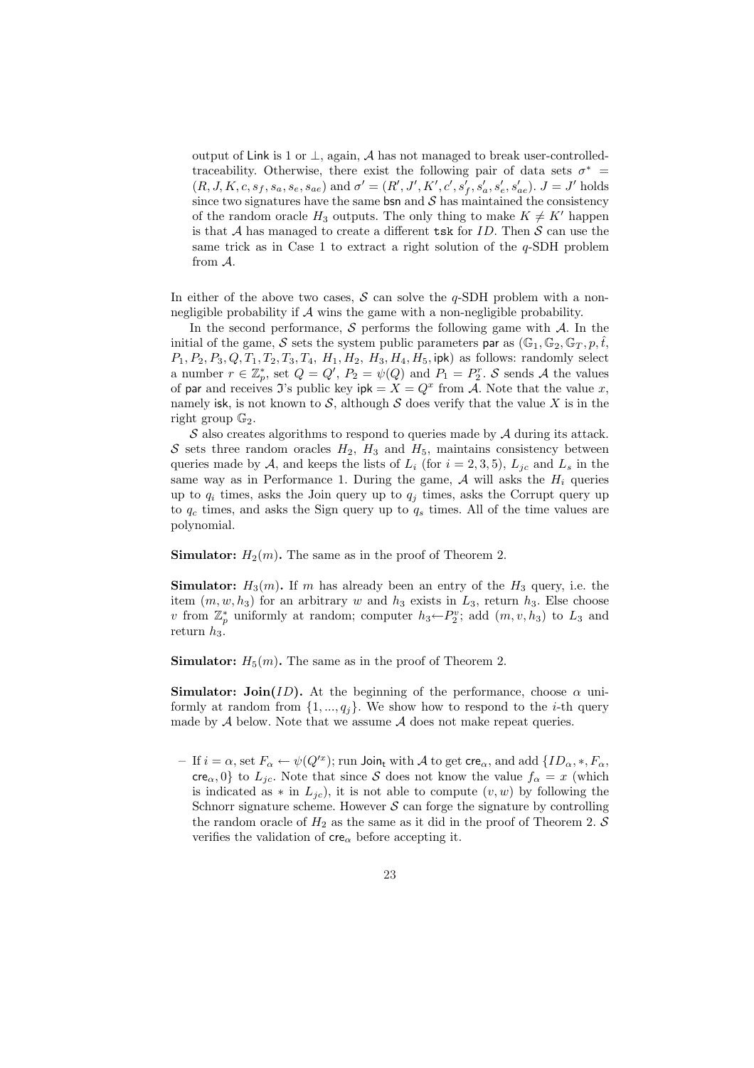output of Link is 1 or $\perp$, again, $\mathcal{A}$ has not managed to break user-controlled-traceability. Otherwise, there exist the following pair of data sets $\sigma^* = (R, J, K, c, s_f, s_a, s_e, s_{ae})$ and $\sigma' = (R', J', K', c', s'_f, s'_a, s'_e, s'_{ae})$. $J = J'$ holds since two signatures have the same $\mathsf{bsn}$ and $\mathcal{S}$ has maintained the consistency of the random oracle $H_3$ outputs. The only thing to make $K \neq K'$ happen is that $\mathcal{A}$ has managed to create a different $\mathtt{tsk}$ for $ID$. Then $\mathcal{S}$ can use the same trick as in Case 1 to extract a right solution of the $q$-SDH problem from $\mathcal{A}$.

In either of the above two cases, $\mathcal{S}$ can solve the $q$-SDH problem with a non-negligible probability if $\mathcal{A}$ wins the game with a non-negligible probability.

In the second performance, $\mathcal{S}$ performs the following game with $\mathcal{A}$. In the initial of the game, $\mathcal{S}$ sets the system public parameters $\mathsf{par}$ as $(\mathbb{G}_1, \mathbb{G}_2, \mathbb{G}_T, p, \hat{t}, P_1, P_2, P_3, Q, T_1, T_2, T_3, T_4, H_1, H_2, H_3, H_4, H_5, \mathsf{ipk})$ as follows: randomly select a number $r \in \mathbb{Z}_p^*$, set $Q = Q'$, $P_2 = \psi(Q)$ and $P_1 = P_2^r$. $\mathcal{S}$ sends $\mathcal{A}$ the values of $\mathsf{par}$ and receives $\mathfrak{I}$'s public key $\mathsf{ipk} = X = Q^x$ from $\mathcal{A}$. Note that the value $x$, namely $\mathsf{isk}$, is not known to $\mathcal{S}$, although $\mathcal{S}$ does verify that the value $X$ is in the right group $\mathbb{G}_2$.

$\mathcal{S}$ also creates algorithms to respond to queries made by $\mathcal{A}$ during its attack. $\mathcal{S}$ sets three random oracles $H_2$, $H_3$ and $H_5$, maintains consistency between queries made by $\mathcal{A}$, and keeps the lists of $L_i$ (for $i = 2, 3, 5$), $L_{jc}$ and $L_s$ in the same way as in Performance 1. During the game, $\mathcal{A}$ will asks the $H_i$ queries up to $q_i$ times, asks the Join query up to $q_j$ times, asks the Corrupt query up to $q_c$ times, and asks the Sign query up to $q_s$ times. All of the time values are polynomial.

**Simulator: $H_2(m)$.** The same as in the proof of Theorem 2.

**Simulator: $H_3(m)$.** If $m$ has already been an entry of the $H_3$ query, i.e. the item $(m, w, h_3)$ for an arbitrary $w$ and $h_3$ exists in $L_3$, return $h_3$. Else choose $v$ from $\mathbb{Z}_p^*$ uniformly at random; computer $h_3 \leftarrow P_2^v$; add $(m, v, h_3)$ to $L_3$ and return $h_3$.

**Simulator: $H_5(m)$.** The same as in the proof of Theorem 2.

**Simulator: Join($ID$).** At the beginning of the performance, choose $\alpha$ uniformly at random from $\{1, ..., q_j\}$. We show how to respond to the $i$-th query made by $\mathcal{A}$ below. Note that we assume $\mathcal{A}$ does not make repeat queries.

- If $i = \alpha$, set $F_\alpha \leftarrow \psi(Q'^x)$; run $\mathsf{Join}_\mathsf{t}$ with $\mathcal{A}$ to get $\mathsf{cre}_\alpha$, and add $\{ID_\alpha, *, F_\alpha, \mathsf{cre}_\alpha, 0\}$ to $L_{jc}$. Note that since $\mathcal{S}$ does not know the value $f_\alpha = x$ (which is indicated as $*$ in $L_{jc}$), it is not able to compute $(v, w)$ by following the Schnorr signature scheme. However $\mathcal{S}$ can forge the signature by controlling the random oracle of $H_2$ as the same as it did in the proof of Theorem 2. $\mathcal{S}$ verifies the validation of $\mathsf{cre}_\alpha$ before accepting it.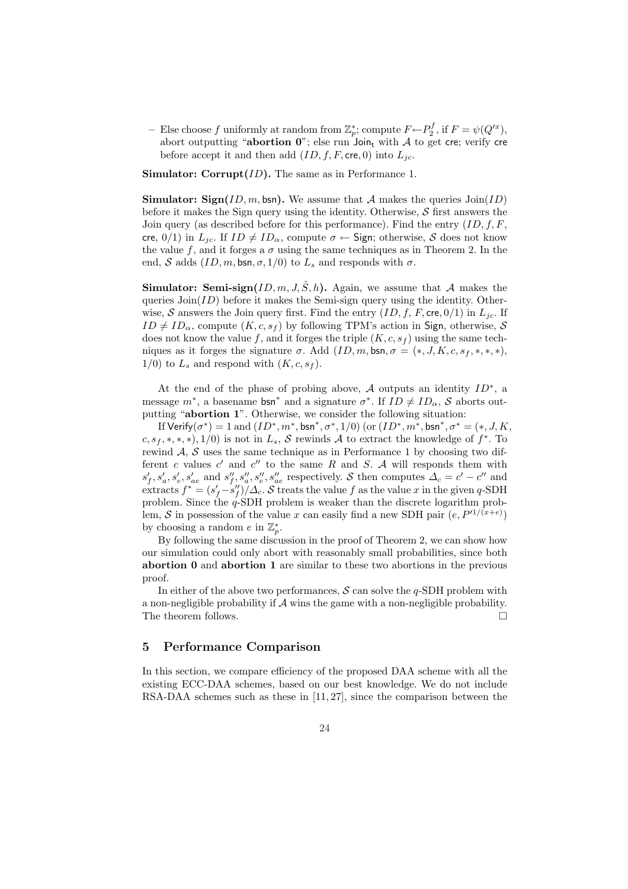– Else choose $f$ uniformly at random from $\mathbb{Z}_p^*$; compute $F \leftarrow P_2^f$, if $F = \psi(Q'^x)$, abort outputting "**abortion 0**"; else run $\mathsf{Join_t}$ with $\mathcal{A}$ to get $\mathsf{cre}$; verify $\mathsf{cre}$ before accept it and then add $(ID, f, F, \mathsf{cre}, 0)$ into $L_{jc}$.

**Simulator: Corrupt($ID$).** The same as in Performance 1.

**Simulator: Sign($ID, m, \mathsf{bsn}$).** We assume that $\mathcal{A}$ makes the queries Join($ID$) before it makes the Sign query using the identity. Otherwise, $\mathcal{S}$ first answers the Join query (as described before for this performance). Find the entry $(ID, f, F, \mathsf{cre}, 0/1)$ in $L_{jc}$. If $ID \neq ID_\alpha$, compute $\sigma \leftarrow \mathsf{Sign}$; otherwise, $\mathcal{S}$ does not know the value $f$, and it forges a $\sigma$ using the same techniques as in Theorem 2. In the end, $\mathcal{S}$ adds $(ID, m, \mathsf{bsn}, \sigma, 1/0)$ to $L_s$ and responds with $\sigma$.

**Simulator: Semi-sign($ID, m, J, \hat{S}, h$).** Again, we assume that $\mathcal{A}$ makes the queries Join($ID$) before it makes the Semi-sign query using the identity. Otherwise, $\mathcal{S}$ answers the Join query first. Find the entry $(ID, f, F, \mathsf{cre}, 0/1)$ in $L_{jc}$. If $ID \neq ID_\alpha$, compute $(K, c, s_f)$ by following TPM's action in Sign, otherwise, $\mathcal{S}$ does not know the value $f$, and it forges the triple $(K, c, s_f)$ using the same techniques as it forges the signature $\sigma$. Add $(ID, m, \mathsf{bsn}, \sigma = (*, J, K, c, s_f, *, *, *), 1/0)$ to $L_s$ and respond with $(K, c, s_f)$.

At the end of the phase of probing above, $\mathcal{A}$ outputs an identity $ID^*$, a message $m^*$, a basename $\mathsf{bsn}^*$ and a signature $\sigma^*$. If $ID \neq ID_\alpha$, $\mathcal{S}$ aborts outputting "**abortion 1**". Otherwise, we consider the following situation:

If $\mathsf{Verify}(\sigma^*) = 1$ and $(ID^*, m^*, \mathsf{bsn}^*, \sigma^*, 1/0)$ (or $(ID^*, m^*, \mathsf{bsn}^*, \sigma^* = (*, J, K, c, s_f, *, *, *), 1/0)$ is not in $L_s$, $\mathcal{S}$ rewinds $\mathcal{A}$ to extract the knowledge of $f^*$. To rewind $\mathcal{A}$, $\mathcal{S}$ uses the same technique as in Performance 1 by choosing two different $c$ values $c'$ and $c''$ to the same $R$ and $S$. $\mathcal{A}$ will responds them with $s'_f, s'_a, s'_e, s'_{ae}$ and $s''_f, s''_a, s''_e, s''_{ae}$ respectively. $\mathcal{S}$ then computes $\Delta_c = c' - c''$ and extracts $f^* = (s'_f - s''_f)/\Delta_c$. $\mathcal{S}$ treats the value $f$ as the value $x$ in the given $q$-SDH problem. Since the $q$-SDH problem is weaker than the discrete logarithm problem, $\mathcal{S}$ in possession of the value $x$ can easily find a new SDH pair $(e, P'^{1/(x+e)})$ by choosing a random $e$ in $\mathbb{Z}_p^*$.

By following the same discussion in the proof of Theorem 2, we can show how our simulation could only abort with reasonably small probabilities, since both **abortion 0** and **abortion 1** are similar to these two abortions in the previous proof.

In either of the above two performances, $\mathcal{S}$ can solve the $q$-SDH problem with a non-negligible probability if $\mathcal{A}$ wins the game with a non-negligible probability. The theorem follows. □

## 5 Performance Comparison

In this section, we compare efficiency of the proposed DAA scheme with all the existing ECC-DAA schemes, based on our best knowledge. We do not include RSA-DAA schemes such as these in [11, 27], since the comparison between the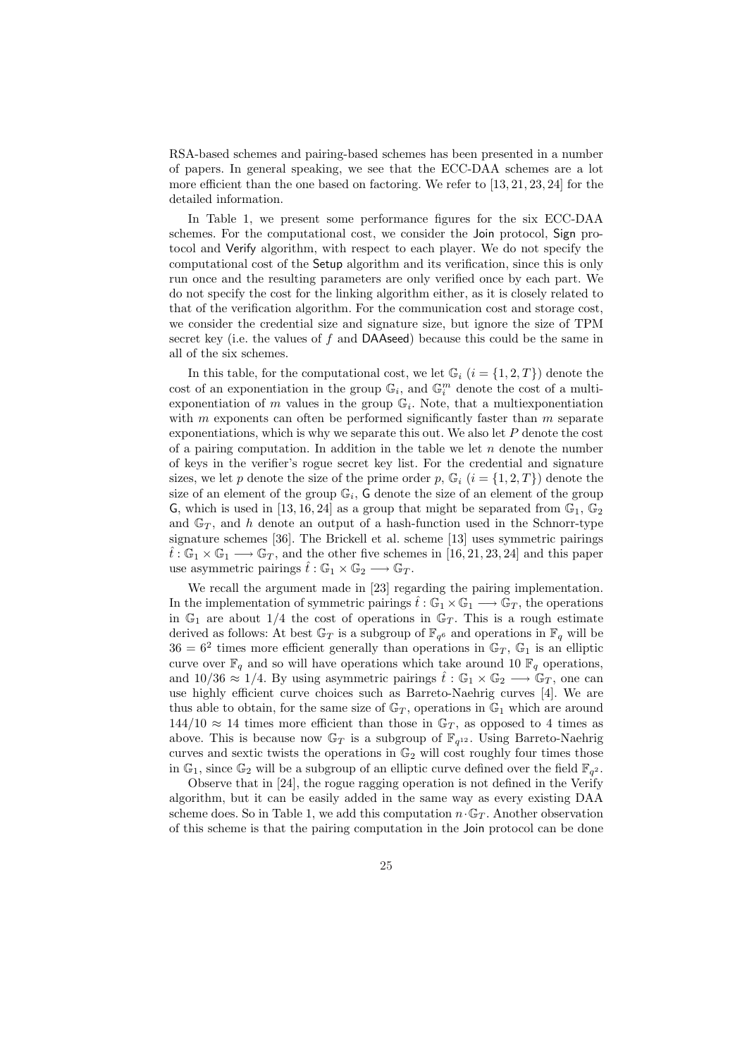RSA-based schemes and pairing-based schemes has been presented in a number of papers. In general speaking, we see that the ECC-DAA schemes are a lot more efficient than the one based on factoring. We refer to [13, 21, 23, 24] for the detailed information.

In Table 1, we present some performance figures for the six ECC-DAA schemes. For the computational cost, we consider the Join protocol, Sign protocol and Verify algorithm, with respect to each player. We do not specify the computational cost of the Setup algorithm and its verification, since this is only run once and the resulting parameters are only verified once by each part. We do not specify the cost for the linking algorithm either, as it is closely related to that of the verification algorithm. For the communication cost and storage cost, we consider the credential size and signature size, but ignore the size of TPM secret key (i.e. the values of $f$ and DAAseed) because this could be the same in all of the six schemes.

In this table, for the computational cost, we let $\mathbb{G}_i$ $(i = \{1, 2, T\})$ denote the cost of an exponentiation in the group $\mathbb{G}_i$, and $\mathbb{G}_i^m$ denote the cost of a multi-exponentiation of $m$ values in the group $\mathbb{G}_i$. Note, that a multiexponentiation with $m$ exponents can often be performed significantly faster than $m$ separate exponentiations, which is why we separate this out. We also let $P$ denote the cost of a pairing computation. In addition in the table we let $n$ denote the number of keys in the verifier's rogue secret key list. For the credential and signature sizes, we let $p$ denote the size of the prime order $p$, $\mathbb{G}_i$ $(i = \{1, 2, T\})$ denote the size of an element of the group $\mathbb{G}_i$, $\mathsf{G}$ denote the size of an element of the group $\mathsf{G}$, which is used in [13, 16, 24] as a group that might be separated from $\mathbb{G}_1$, $\mathbb{G}_2$ and $\mathbb{G}_T$, and $h$ denote an output of a hash-function used in the Schnorr-type signature schemes [36]. The Brickell et al. scheme [13] uses symmetric pairings $\hat{t} : \mathbb{G}_1 \times \mathbb{G}_1 \longrightarrow \mathbb{G}_T$, and the other five schemes in [16, 21, 23, 24] and this paper use asymmetric pairings $\hat{t} : \mathbb{G}_1 \times \mathbb{G}_2 \longrightarrow \mathbb{G}_T$.

We recall the argument made in [23] regarding the pairing implementation. In the implementation of symmetric pairings $\hat{t} : \mathbb{G}_1 \times \mathbb{G}_1 \longrightarrow \mathbb{G}_T$, the operations in $\mathbb{G}_1$ are about 1/4 the cost of operations in $\mathbb{G}_T$. This is a rough estimate derived as follows: At best $\mathbb{G}_T$ is a subgroup of $\mathbb{F}_{q^6}$ and operations in $\mathbb{F}_q$ will be $36 = 6^2$ times more efficient generally than operations in $\mathbb{G}_T$, $\mathbb{G}_1$ is an elliptic curve over $\mathbb{F}_q$ and so will have operations which take around 10 $\mathbb{F}_q$ operations, and $10/36 \approx 1/4$. By using asymmetric pairings $\hat{t} : \mathbb{G}_1 \times \mathbb{G}_2 \longrightarrow \mathbb{G}_T$, one can use highly efficient curve choices such as Barreto-Naehrig curves [4]. We are thus able to obtain, for the same size of $\mathbb{G}_T$, operations in $\mathbb{G}_1$ which are around $144/10 \approx 14$ times more efficient than those in $\mathbb{G}_T$, as opposed to 4 times as above. This is because now $\mathbb{G}_T$ is a subgroup of $\mathbb{F}_{q^{12}}$. Using Barreto-Naehrig curves and sextic twists the operations in $\mathbb{G}_2$ will cost roughly four times those in $\mathbb{G}_1$, since $\mathbb{G}_2$ will be a subgroup of an elliptic curve defined over the field $\mathbb{F}_{q^2}$.

Observe that in [24], the rogue ragging operation is not defined in the Verify algorithm, but it can be easily added in the same way as every existing DAA scheme does. So in Table 1, we add this computation $n \cdot \mathbb{G}_T$. Another observation of this scheme is that the pairing computation in the Join protocol can be done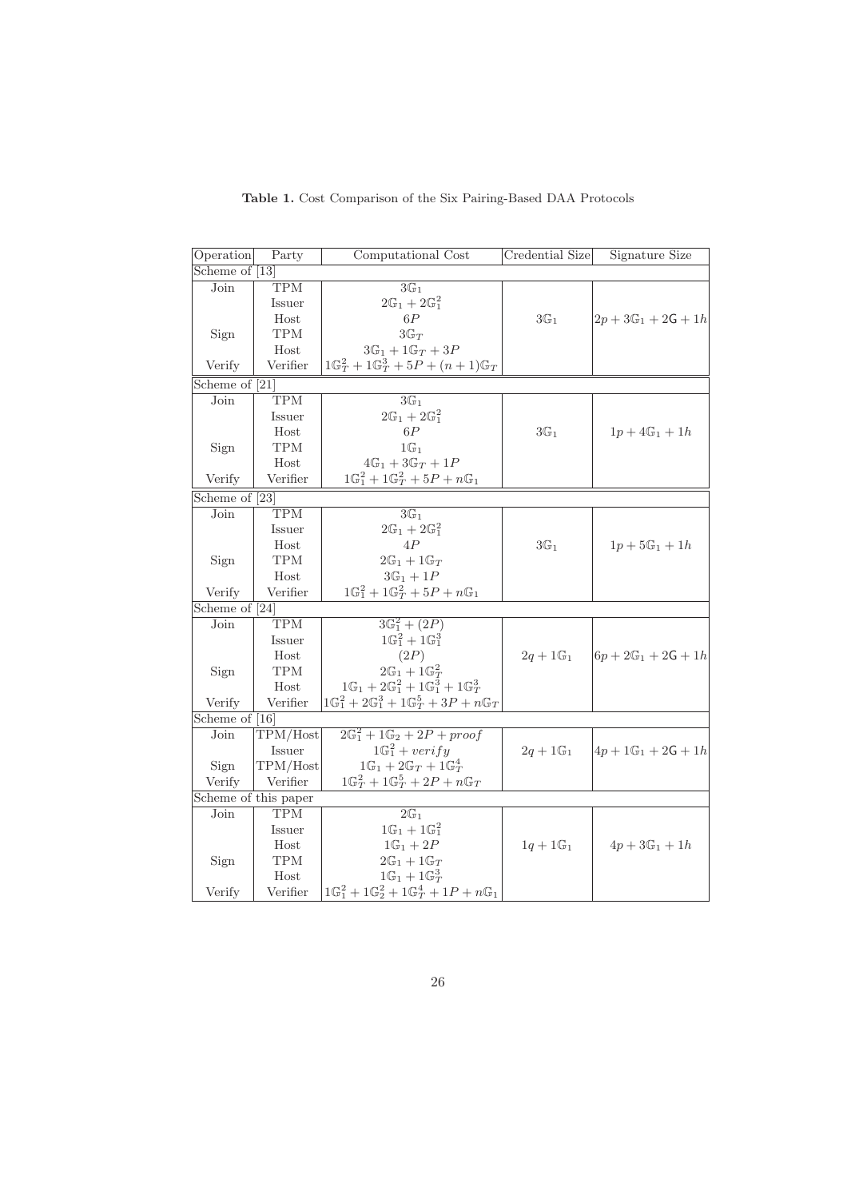**Table 1.** Cost Comparison of the Six Pairing-Based DAA Protocols

| Operation | Party | Computational Cost | Credential Size | Signature Size |
|---|---|---|---|---|
| Scheme of [13] | | | | |
| Join | TPM | $3\mathbb{G}_1$ | $3\mathbb{G}_1$ | $2p + 3\mathbb{G}_1 + 2\mathsf{G} + 1h$ |
| | Issuer | $2\mathbb{G}_1 + 2\mathbb{G}_1^2$ | | |
| | Host | $6P$ | | |
| Sign | TPM | $3\mathbb{G}_T$ | | |
| | Host | $3\mathbb{G}_1 + 1\mathbb{G}_T + 3P$ | | |
| Verify | Verifier | $1\mathbb{G}_T^2 + 1\mathbb{G}_T^3 + 5P + (n+1)\mathbb{G}_T$ | | |
| Scheme of [21] | | | | |
| Join | TPM | $3\mathbb{G}_1$ | $3\mathbb{G}_1$ | $1p + 4\mathbb{G}_1 + 1h$ |
| | Issuer | $2\mathbb{G}_1 + 2\mathbb{G}_1^2$ | | |
| | Host | $6P$ | | |
| Sign | TPM | $1\mathbb{G}_1$ | | |
| | Host | $4\mathbb{G}_1 + 3\mathbb{G}_T + 1P$ | | |
| Verify | Verifier | $1\mathbb{G}_1^2 + 1\mathbb{G}_T^2 + 5P + n\mathbb{G}_1$ | | |
| Scheme of [23] | | | | |
| Join | TPM | $3\mathbb{G}_1$ | $3\mathbb{G}_1$ | $1p + 5\mathbb{G}_1 + 1h$ |
| | Issuer | $2\mathbb{G}_1 + 2\mathbb{G}_1^2$ | | |
| | Host | $4P$ | | |
| Sign | TPM | $2\mathbb{G}_1 + 1\mathbb{G}_T$ | | |
| | Host | $3\mathbb{G}_1 + 1P$ | | |
| Verify | Verifier | $1\mathbb{G}_1^2 + 1\mathbb{G}_T^2 + 5P + n\mathbb{G}_1$ | | |
| Scheme of [24] | | | | |
| Join | TPM | $3\mathbb{G}_1^2 + (2P)$ | $2q + 1\mathbb{G}_1$ | $6p + 2\mathbb{G}_1 + 2\mathsf{G} + 1h$ |
| | Issuer | $1\mathbb{G}_1^2 + 1\mathbb{G}_1^3$ | | |
| | Host | $(2P)$ | | |
| Sign | TPM | $2\mathbb{G}_1 + 1\mathbb{G}_T^2$ | | |
| | Host | $1\mathbb{G}_1 + 2\mathbb{G}_1^2 + 1\mathbb{G}_1^3 + 1\mathbb{G}_T^3$ | | |
| Verify | Verifier | $1\mathbb{G}_1^2 + 2\mathbb{G}_1^3 + 1\mathbb{G}_T^5 + 3P + n\mathbb{G}_T$ | | |
| Scheme of [16] | | | | |
| Join | TPM/Host | $2\mathbb{G}_1^2 + 1\mathbb{G}_2 + 2P + proof$ | $2q + 1\mathbb{G}_1$ | $4p + 1\mathbb{G}_1 + 2\mathsf{G} + 1h$ |
| | Issuer | $1\mathbb{G}_1^2 + verify$ | | |
| Sign | TPM/Host | $1\mathbb{G}_1 + 2\mathbb{G}_T + 1\mathbb{G}_T^4$ | | |
| Verify | Verifier | $1\mathbb{G}_T^2 + 1\mathbb{G}_T^5 + 2P + n\mathbb{G}_T$ | | |
| Scheme of this paper | | | | |
| Join | TPM | $2\mathbb{G}_1$ | $1q + 1\mathbb{G}_1$ | $4p + 3\mathbb{G}_1 + 1h$ |
| | Issuer | $1\mathbb{G}_1 + 1\mathbb{G}_1^2$ | | |
| | Host | $1\mathbb{G}_1 + 2P$ | | |
| Sign | TPM | $2\mathbb{G}_1 + 1\mathbb{G}_T$ | | |
| | Host | $1\mathbb{G}_1 + 1\mathbb{G}_T^3$ | | |
| Verify | Verifier | $1\mathbb{G}_1^2 + 1\mathbb{G}_2^2 + 1\mathbb{G}_T^4 + 1P + n\mathbb{G}_1$ | | |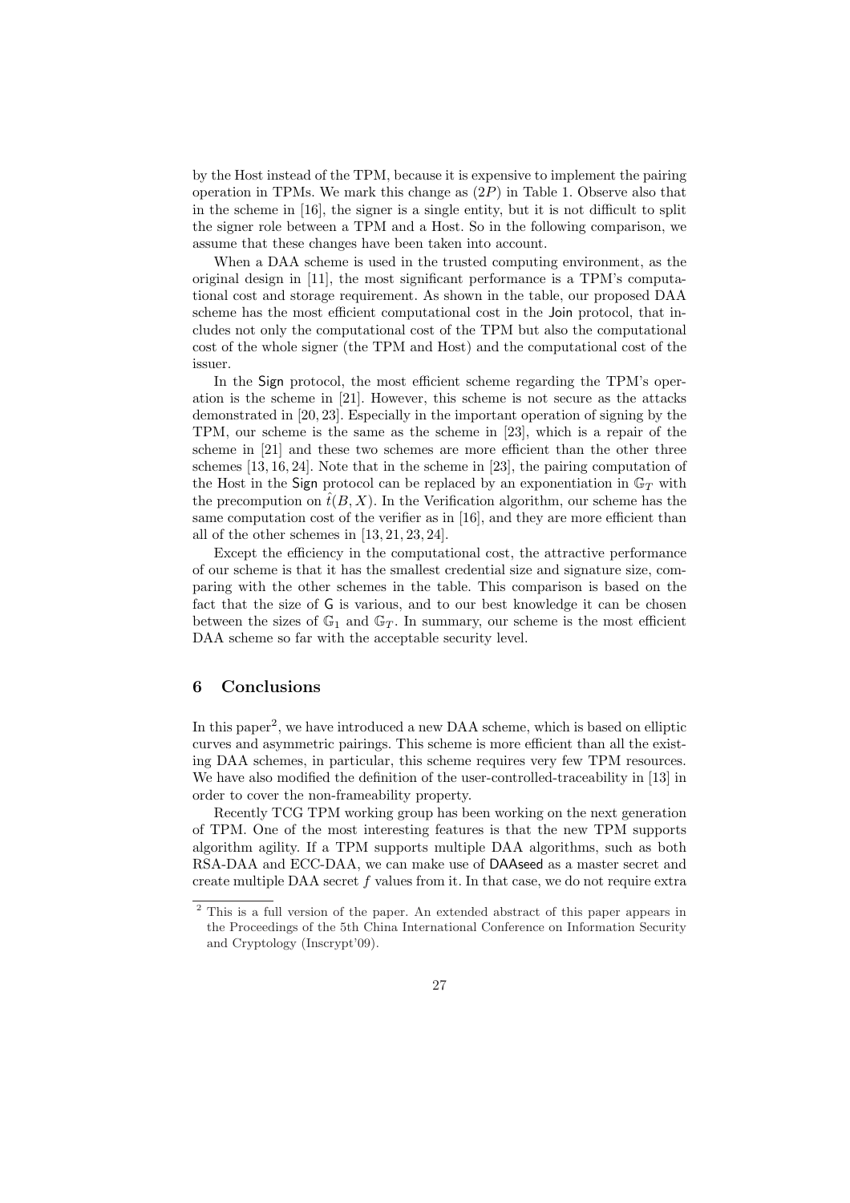by the Host instead of the TPM, because it is expensive to implement the pairing operation in TPMs. We mark this change as $(2P)$ in Table 1. Observe also that in the scheme in [16], the signer is a single entity, but it is not difficult to split the signer role between a TPM and a Host. So in the following comparison, we assume that these changes have been taken into account.

When a DAA scheme is used in the trusted computing environment, as the original design in [11], the most significant performance is a TPM's computational cost and storage requirement. As shown in the table, our proposed DAA scheme has the most efficient computational cost in the Join protocol, that includes not only the computational cost of the TPM but also the computational cost of the whole signer (the TPM and Host) and the computational cost of the issuer.

In the Sign protocol, the most efficient scheme regarding the TPM's operation is the scheme in [21]. However, this scheme is not secure as the attacks demonstrated in [20, 23]. Especially in the important operation of signing by the TPM, our scheme is the same as the scheme in [23], which is a repair of the scheme in [21] and these two schemes are more efficient than the other three schemes [13, 16, 24]. Note that in the scheme in [23], the pairing computation of the Host in the Sign protocol can be replaced by an exponentiation in $\mathbb{G}_T$ with the precompution on $\hat{t}(B, X)$. In the Verification algorithm, our scheme has the same computation cost of the verifier as in [16], and they are more efficient than all of the other schemes in [13, 21, 23, 24].

Except the efficiency in the computational cost, the attractive performance of our scheme is that it has the smallest credential size and signature size, comparing with the other schemes in the table. This comparison is based on the fact that the size of $\mathsf{G}$ is various, and to our best knowledge it can be chosen between the sizes of $\mathbb{G}_1$ and $\mathbb{G}_T$. In summary, our scheme is the most efficient DAA scheme so far with the acceptable security level.

## 6 Conclusions

In this paper[2], we have introduced a new DAA scheme, which is based on elliptic curves and asymmetric pairings. This scheme is more efficient than all the existing DAA schemes, in particular, this scheme requires very few TPM resources. We have also modified the definition of the user-controlled-traceability in [13] in order to cover the non-frameability property.

Recently TCG TPM working group has been working on the next generation of TPM. One of the most interesting features is that the new TPM supports algorithm agility. If a TPM supports multiple DAA algorithms, such as both RSA-DAA and ECC-DAA, we can make use of DAAseed as a master secret and create multiple DAA secret $f$ values from it. In that case, we do not require extra

[2] This is a full version of the paper. An extended abstract of this paper appears in the Proceedings of the 5th China International Conference on Information Security and Cryptology (Inscrypt'09).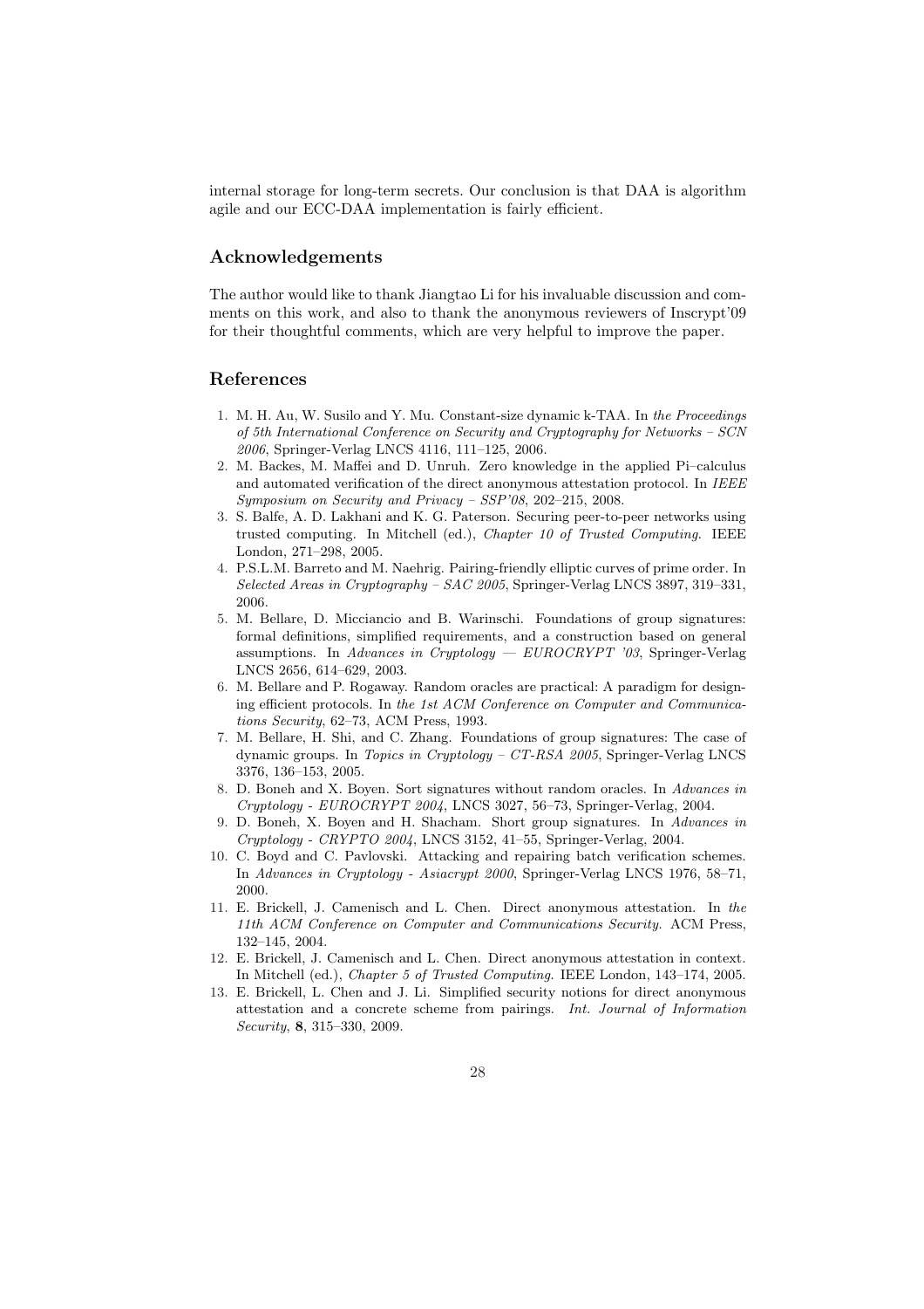internal storage for long-term secrets. Our conclusion is that DAA is algorithm agile and our ECC-DAA implementation is fairly efficient.

## Acknowledgements

The author would like to thank Jiangtao Li for his invaluable discussion and comments on this work, and also to thank the anonymous reviewers of Inscrypt'09 for their thoughtful comments, which are very helpful to improve the paper.

## References

1. M. H. Au, W. Susilo and Y. Mu. Constant-size dynamic k-TAA. In *the Proceedings of 5th International Conference on Security and Cryptography for Networks – SCN 2006*, Springer-Verlag LNCS 4116, 111–125, 2006.
2. M. Backes, M. Maffei and D. Unruh. Zero knowledge in the applied Pi–calculus and automated verification of the direct anonymous attestation protocol. In *IEEE Symposium on Security and Privacy – SSP'08*, 202–215, 2008.
3. S. Balfe, A. D. Lakhani and K. G. Paterson. Securing peer-to-peer networks using trusted computing. In Mitchell (ed.), *Chapter 10 of Trusted Computing*. IEEE London, 271–298, 2005.
4. P.S.L.M. Barreto and M. Naehrig. Pairing-friendly elliptic curves of prime order. In *Selected Areas in Cryptography – SAC 2005*, Springer-Verlag LNCS 3897, 319–331, 2006.
5. M. Bellare, D. Micciancio and B. Warinschi. Foundations of group signatures: formal definitions, simplified requirements, and a construction based on general assumptions. In *Advances in Cryptology — EUROCRYPT '03*, Springer-Verlag LNCS 2656, 614–629, 2003.
6. M. Bellare and P. Rogaway. Random oracles are practical: A paradigm for designing efficient protocols. In *the 1st ACM Conference on Computer and Communications Security*, 62–73, ACM Press, 1993.
7. M. Bellare, H. Shi, and C. Zhang. Foundations of group signatures: The case of dynamic groups. In *Topics in Cryptology – CT-RSA 2005*, Springer-Verlag LNCS 3376, 136–153, 2005.
8. D. Boneh and X. Boyen. Sort signatures without random oracles. In *Advances in Cryptology - EUROCRYPT 2004*, LNCS 3027, 56–73, Springer-Verlag, 2004.
9. D. Boneh, X. Boyen and H. Shacham. Short group signatures. In *Advances in Cryptology - CRYPTO 2004*, LNCS 3152, 41–55, Springer-Verlag, 2004.
10. C. Boyd and C. Pavlovski. Attacking and repairing batch verification schemes. In *Advances in Cryptology - Asiacrypt 2000*, Springer-Verlag LNCS 1976, 58–71, 2000.
11. E. Brickell, J. Camenisch and L. Chen. Direct anonymous attestation. In *the 11th ACM Conference on Computer and Communications Security*. ACM Press, 132–145, 2004.
12. E. Brickell, J. Camenisch and L. Chen. Direct anonymous attestation in context. In Mitchell (ed.), *Chapter 5 of Trusted Computing*. IEEE London, 143–174, 2005.
13. E. Brickell, L. Chen and J. Li. Simplified security notions for direct anonymous attestation and a concrete scheme from pairings. *Int. Journal of Information Security*, **8**, 315–330, 2009.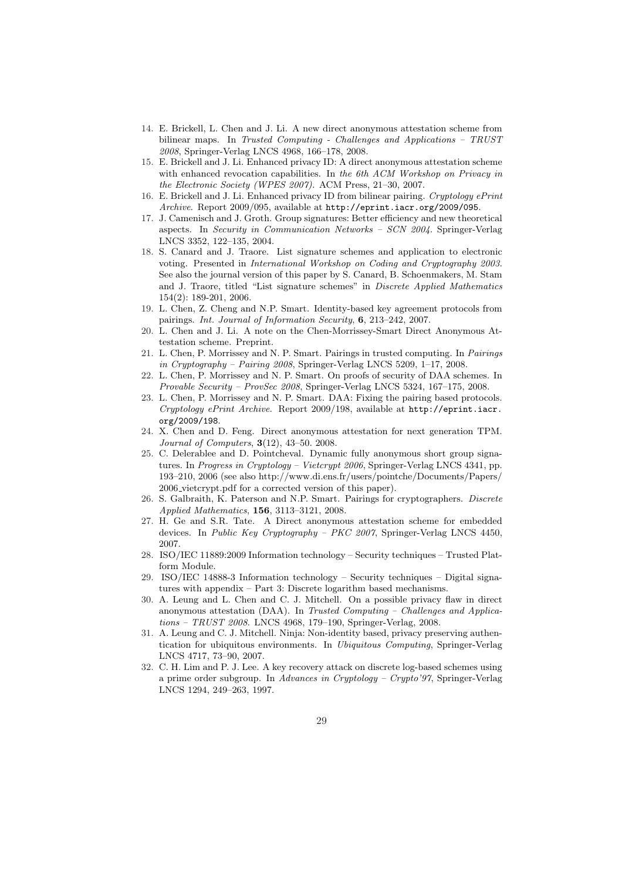14. E. Brickell, L. Chen and J. Li. A new direct anonymous attestation scheme from bilinear maps. In *Trusted Computing - Challenges and Applications – TRUST 2008*, Springer-Verlag LNCS 4968, 166–178, 2008.
15. E. Brickell and J. Li. Enhanced privacy ID: A direct anonymous attestation scheme with enhanced revocation capabilities. In *the 6th ACM Workshop on Privacy in the Electronic Society (WPES 2007)*. ACM Press, 21–30, 2007.
16. E. Brickell and J. Li. Enhanced privacy ID from bilinear pairing. *Cryptology ePrint Archive*. Report 2009/095, available at `http://eprint.iacr.org/2009/095`.
17. J. Camenisch and J. Groth. Group signatures: Better efficiency and new theoretical aspects. In *Security in Communication Networks – SCN 2004*. Springer-Verlag LNCS 3352, 122–135, 2004.
18. S. Canard and J. Traore. List signature schemes and application to electronic voting. Presented in *International Workshop on Coding and Cryptography 2003*. See also the journal version of this paper by S. Canard, B. Schoenmakers, M. Stam and J. Traore, titled "List signature schemes" in *Discrete Applied Mathematics* 154(2): 189-201, 2006.
19. L. Chen, Z. Cheng and N.P. Smart. Identity-based key agreement protocols from pairings. *Int. Journal of Information Security*, **6**, 213–242, 2007.
20. L. Chen and J. Li. A note on the Chen-Morrissey-Smart Direct Anonymous Attestation scheme. Preprint.
21. L. Chen, P. Morrissey and N. P. Smart. Pairings in trusted computing. In *Pairings in Cryptography – Pairing 2008*, Springer-Verlag LNCS 5209, 1–17, 2008.
22. L. Chen, P. Morrissey and N. P. Smart. On proofs of security of DAA schemes. In *Provable Security – ProvSec 2008*, Springer-Verlag LNCS 5324, 167–175, 2008.
23. L. Chen, P. Morrissey and N. P. Smart. DAA: Fixing the pairing based protocols. *Cryptology ePrint Archive*. Report 2009/198, available at `http://eprint.iacr.org/2009/198`.
24. X. Chen and D. Feng. Direct anonymous attestation for next generation TPM. *Journal of Computers*, **3**(12), 43–50. 2008.
25. C. Delerablee and D. Pointcheval. Dynamic fully anonymous short group signatures. In *Progress in Cryptology – Vietcrypt 2006*, Springer-Verlag LNCS 4341, pp. 193–210, 2006 (see also http://www.di.ens.fr/users/pointche/Documents/Papers/2006_vietcrypt.pdf for a corrected version of this paper).
26. S. Galbraith, K. Paterson and N.P. Smart. Pairings for cryptographers. *Discrete Applied Mathematics*, **156**, 3113–3121, 2008.
27. H. Ge and S.R. Tate. A Direct anonymous attestation scheme for embedded devices. In *Public Key Cryptography – PKC 2007*, Springer-Verlag LNCS 4450, 2007.
28. ISO/IEC 11889:2009 Information technology – Security techniques – Trusted Platform Module.
29. ISO/IEC 14888-3 Information technology – Security techniques – Digital signatures with appendix – Part 3: Discrete logarithm based mechanisms.
30. A. Leung and L. Chen and C. J. Mitchell. On a possible privacy flaw in direct anonymous attestation (DAA). In *Trusted Computing – Challenges and Applications – TRUST 2008*. LNCS 4968, 179–190, Springer-Verlag, 2008.
31. A. Leung and C. J. Mitchell. Ninja: Non-identity based, privacy preserving authentication for ubiquitous environments. In *Ubiquitous Computing*, Springer-Verlag LNCS 4717, 73–90, 2007.
32. C. H. Lim and P. J. Lee. A key recovery attack on discrete log-based schemes using a prime order subgroup. In *Advances in Cryptology – Crypto'97*, Springer-Verlag LNCS 1294, 249–263, 1997.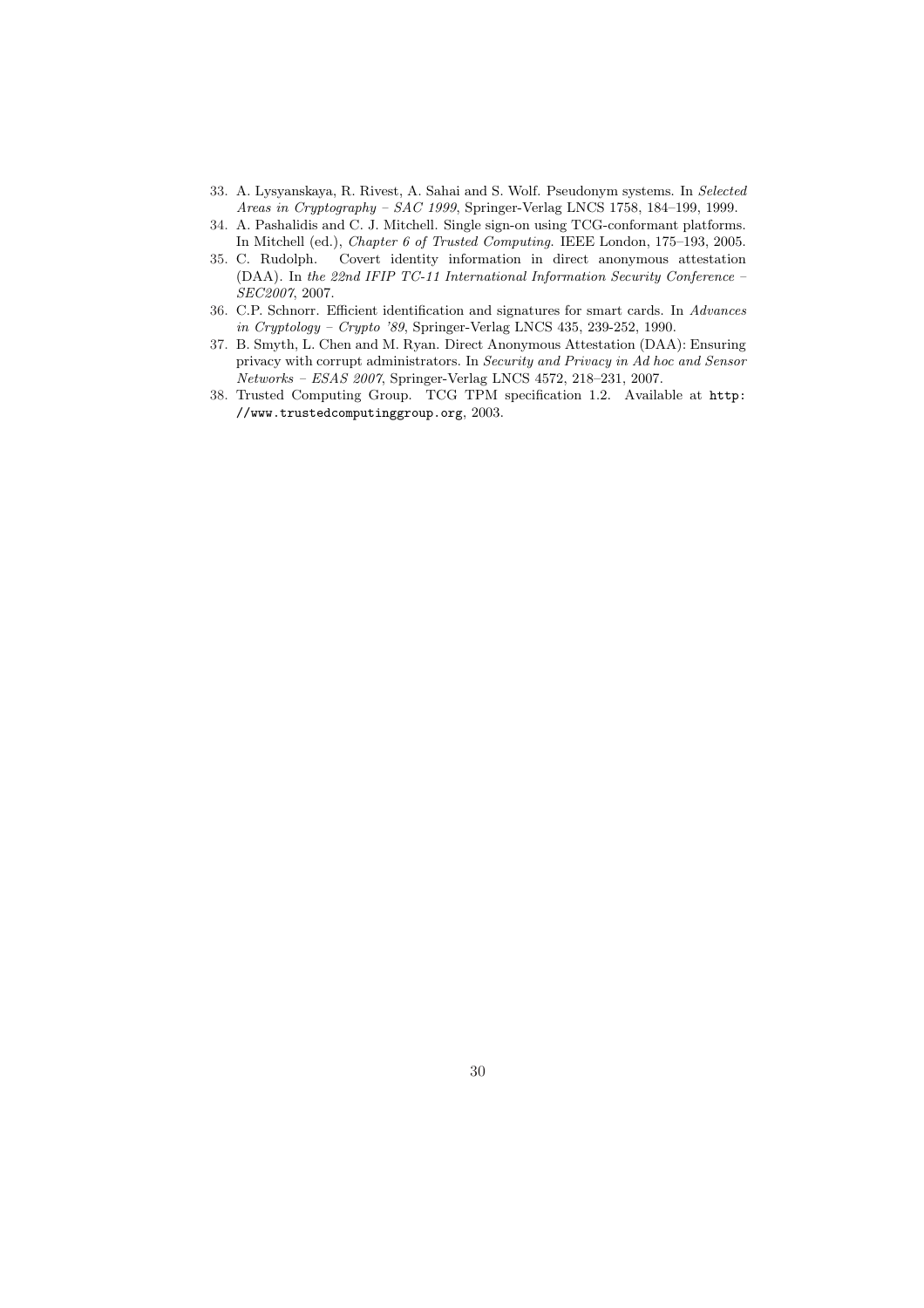33. A. Lysyanskaya, R. Rivest, A. Sahai and S. Wolf. Pseudonym systems. In *Selected Areas in Cryptography – SAC 1999*, Springer-Verlag LNCS 1758, 184–199, 1999.
34. A. Pashalidis and C. J. Mitchell. Single sign-on using TCG-conformant platforms. In Mitchell (ed.), *Chapter 6 of Trusted Computing*. IEEE London, 175–193, 2005.
35. C. Rudolph. Covert identity information in direct anonymous attestation (DAA). In *the 22nd IFIP TC-11 International Information Security Conference – SEC2007*, 2007.
36. C.P. Schnorr. Efficient identification and signatures for smart cards. In *Advances in Cryptology – Crypto '89*, Springer-Verlag LNCS 435, 239-252, 1990.
37. B. Smyth, L. Chen and M. Ryan. Direct Anonymous Attestation (DAA): Ensuring privacy with corrupt administrators. In *Security and Privacy in Ad hoc and Sensor Networks – ESAS 2007*, Springer-Verlag LNCS 4572, 218–231, 2007.
38. Trusted Computing Group. TCG TPM specification 1.2. Available at `http://www.trustedcomputinggroup.org`, 2003.